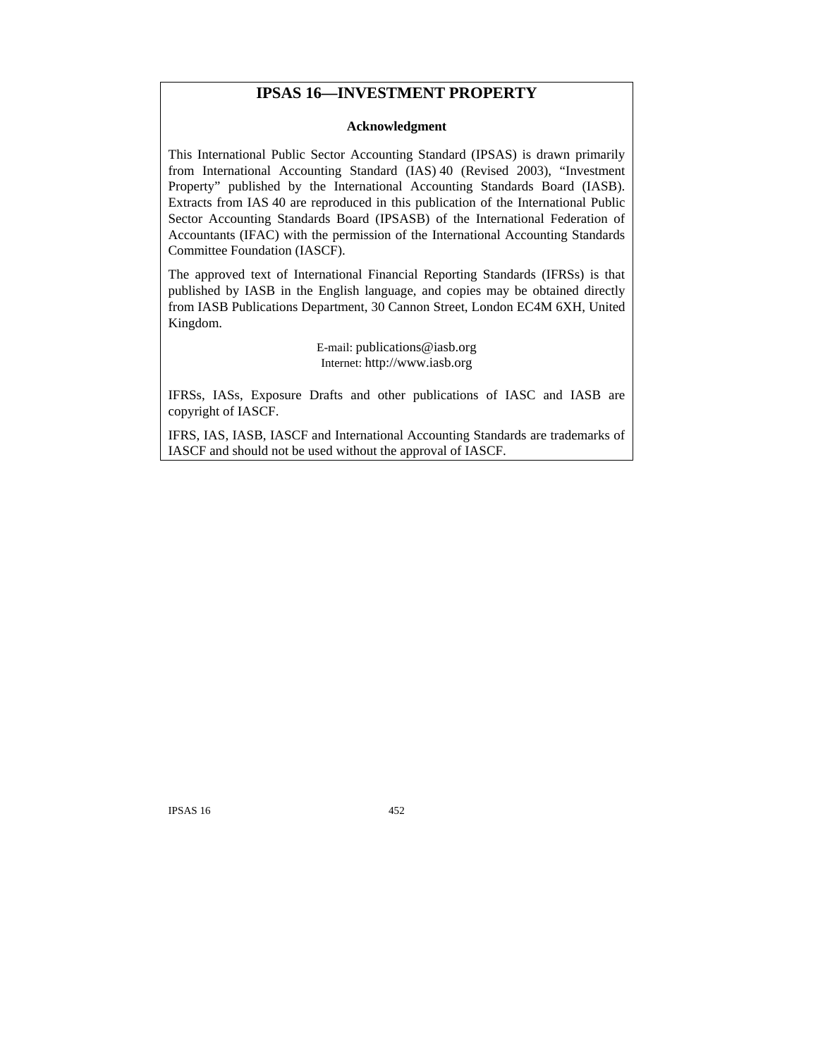# IPSAS 16—INVESTMENT PROPERTY

**Acknowledgment**

This International Public Sector Accounting Standard (IPSAS) is drawn primarily from International Accounting Standard (IAS) 40 (Revised 2003), "Investment Property" published by the International Accounting Standards Board (IASB). Extracts from IAS 40 are reproduced in this publication of the International Public Sector Accounting Standards Board (IPSASB) of the International Federation of Accountants (IFAC) with the permission of the International Accounting Standards Committee Foundation (IASCF).

The approved text of International Financial Reporting Standards (IFRSs) is that published by IASB in the English language, and copies may be obtained directly from IASB Publications Department, 30 Cannon Street, London EC4M 6XH, United Kingdom.

E-mail: publications@iasb.org
Internet: http://www.iasb.org

IFRSs, IASs, Exposure Drafts and other publications of IASC and IASB are copyright of IASCF.

IFRS, IAS, IASB, IASCF and International Accounting Standards are trademarks of IASCF and should not be used without the approval of IASCF.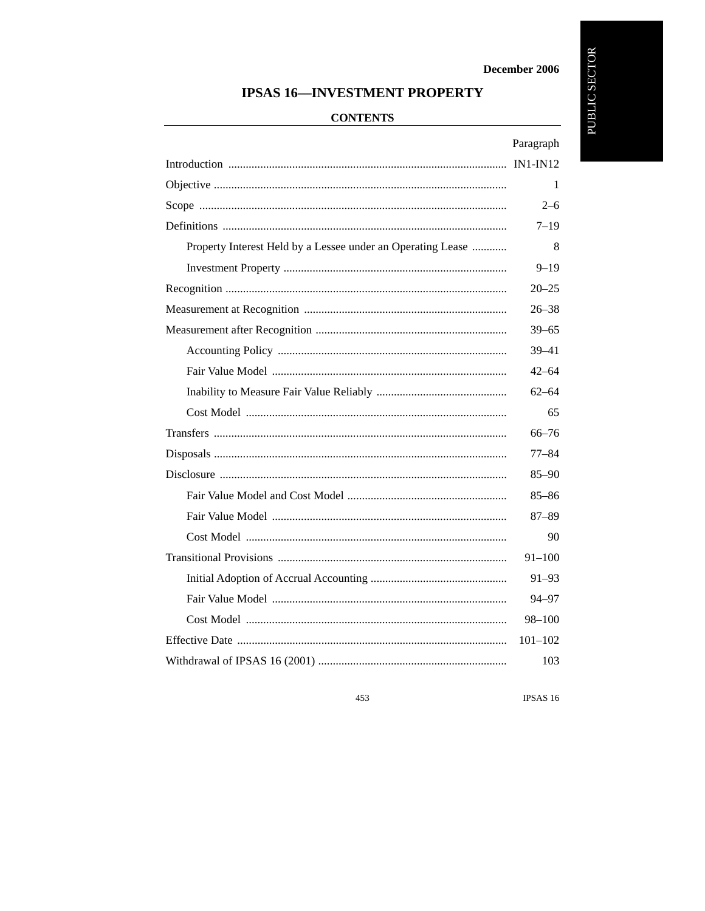December 2006

# IPSAS 16—INVESTMENT PROPERTY

## CONTENTS

| | Paragraph |
|---|---|
| Introduction | IN1-IN12 |
| Objective | 1 |
| Scope | 2–6 |
| Definitions | 7–19 |
| Property Interest Held by a Lessee under an Operating Lease | 8 |
| Investment Property | 9–19 |
| Recognition | 20–25 |
| Measurement at Recognition | 26–38 |
| Measurement after Recognition | 39–65 |
| Accounting Policy | 39–41 |
| Fair Value Model | 42–64 |
| Inability to Measure Fair Value Reliably | 62–64 |
| Cost Model | 65 |
| Transfers | 66–76 |
| Disposals | 77–84 |
| Disclosure | 85–90 |
| Fair Value Model and Cost Model | 85–86 |
| Fair Value Model | 87–89 |
| Cost Model | 90 |
| Transitional Provisions | 91–100 |
| Initial Adoption of Accrual Accounting | 91–93 |
| Fair Value Model | 94–97 |
| Cost Model | 98–100 |
| Effective Date | 101–102 |
| Withdrawal of IPSAS 16 (2001) | 103 |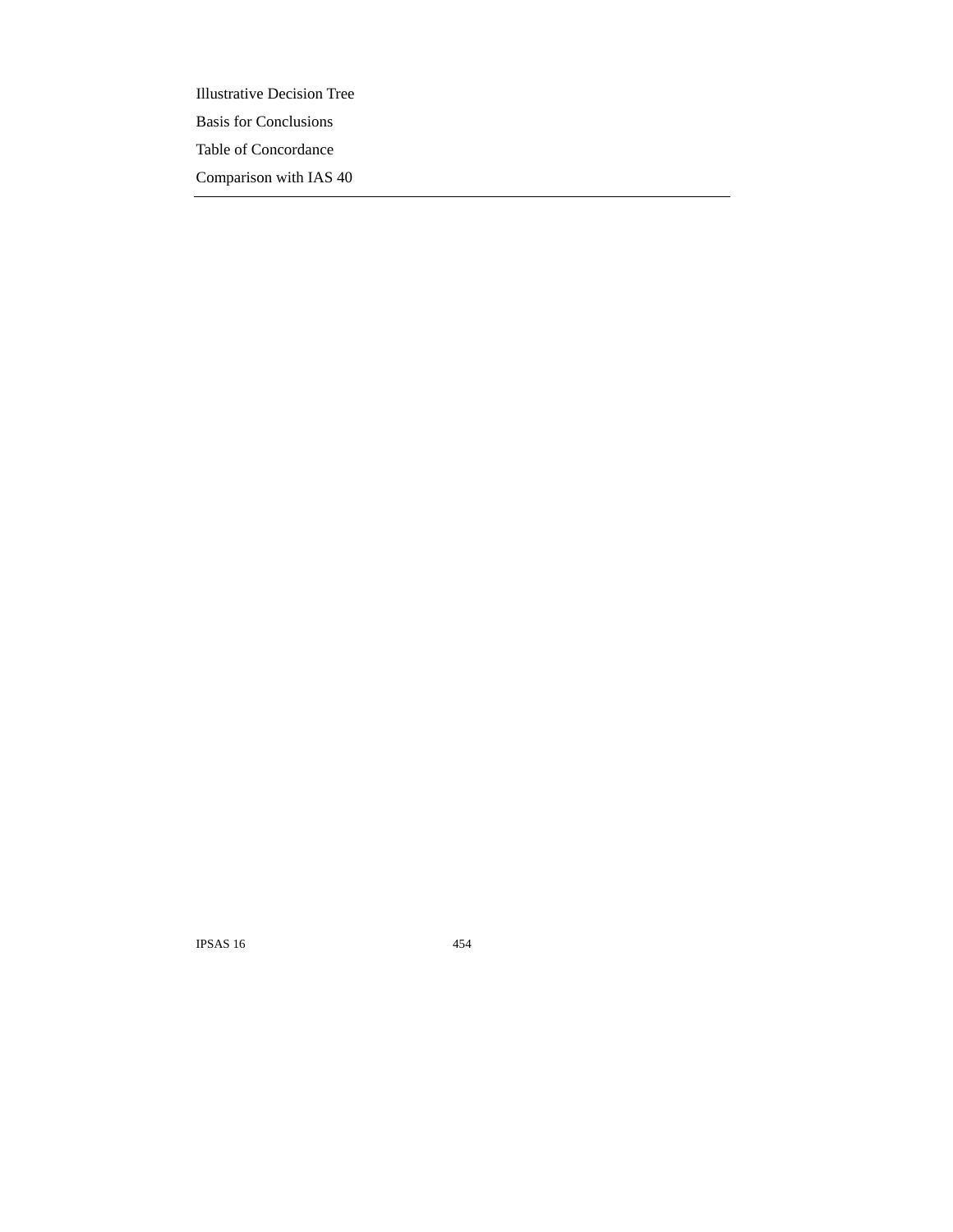Illustrative Decision Tree

Basis for Conclusions

Table of Concordance

Comparison with IAS 40

---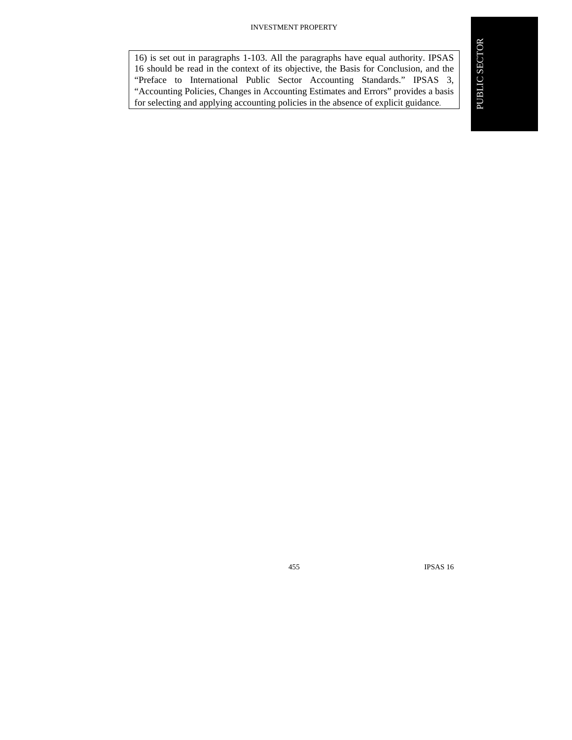16) is set out in paragraphs 1-103. All the paragraphs have equal authority. IPSAS 16 should be read in the context of its objective, the Basis for Conclusion, and the "Preface to International Public Sector Accounting Standards." IPSAS 3, "Accounting Policies, Changes in Accounting Estimates and Errors" provides a basis for selecting and applying accounting policies in the absence of explicit guidance.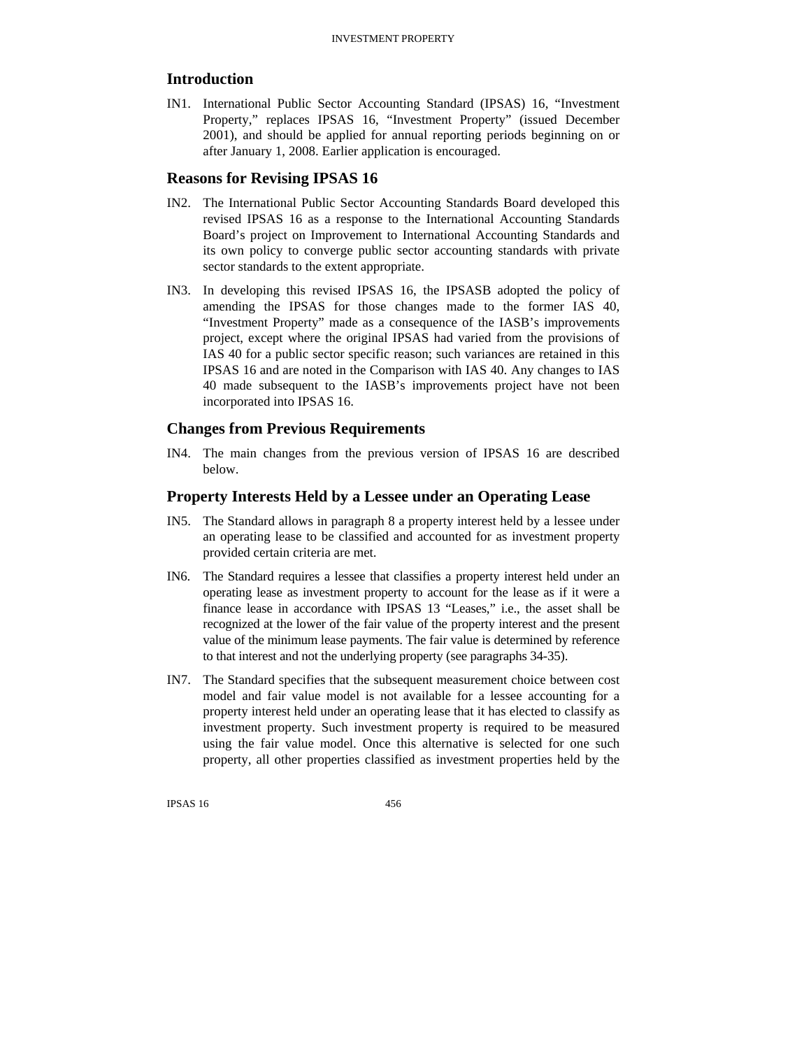## Introduction

IN1. International Public Sector Accounting Standard (IPSAS) 16, "Investment Property," replaces IPSAS 16, "Investment Property" (issued December 2001), and should be applied for annual reporting periods beginning on or after January 1, 2008. Earlier application is encouraged.

## Reasons for Revising IPSAS 16

IN2. The International Public Sector Accounting Standards Board developed this revised IPSAS 16 as a response to the International Accounting Standards Board's project on Improvement to International Accounting Standards and its own policy to converge public sector accounting standards with private sector standards to the extent appropriate.

IN3. In developing this revised IPSAS 16, the IPSASB adopted the policy of amending the IPSAS for those changes made to the former IAS 40, "Investment Property" made as a consequence of the IASB's improvements project, except where the original IPSAS had varied from the provisions of IAS 40 for a public sector specific reason; such variances are retained in this IPSAS 16 and are noted in the Comparison with IAS 40. Any changes to IAS 40 made subsequent to the IASB's improvements project have not been incorporated into IPSAS 16.

## Changes from Previous Requirements

IN4. The main changes from the previous version of IPSAS 16 are described below.

## Property Interests Held by a Lessee under an Operating Lease

IN5. The Standard allows in paragraph 8 a property interest held by a lessee under an operating lease to be classified and accounted for as investment property provided certain criteria are met.

IN6. The Standard requires a lessee that classifies a property interest held under an operating lease as investment property to account for the lease as if it were a finance lease in accordance with IPSAS 13 "Leases," i.e., the asset shall be recognized at the lower of the fair value of the property interest and the present value of the minimum lease payments. The fair value is determined by reference to that interest and not the underlying property (see paragraphs 34-35).

IN7. The Standard specifies that the subsequent measurement choice between cost model and fair value model is not available for a lessee accounting for a property interest held under an operating lease that it has elected to classify as investment property. Such investment property is required to be measured using the fair value model. Once this alternative is selected for one such property, all other properties classified as investment properties held by the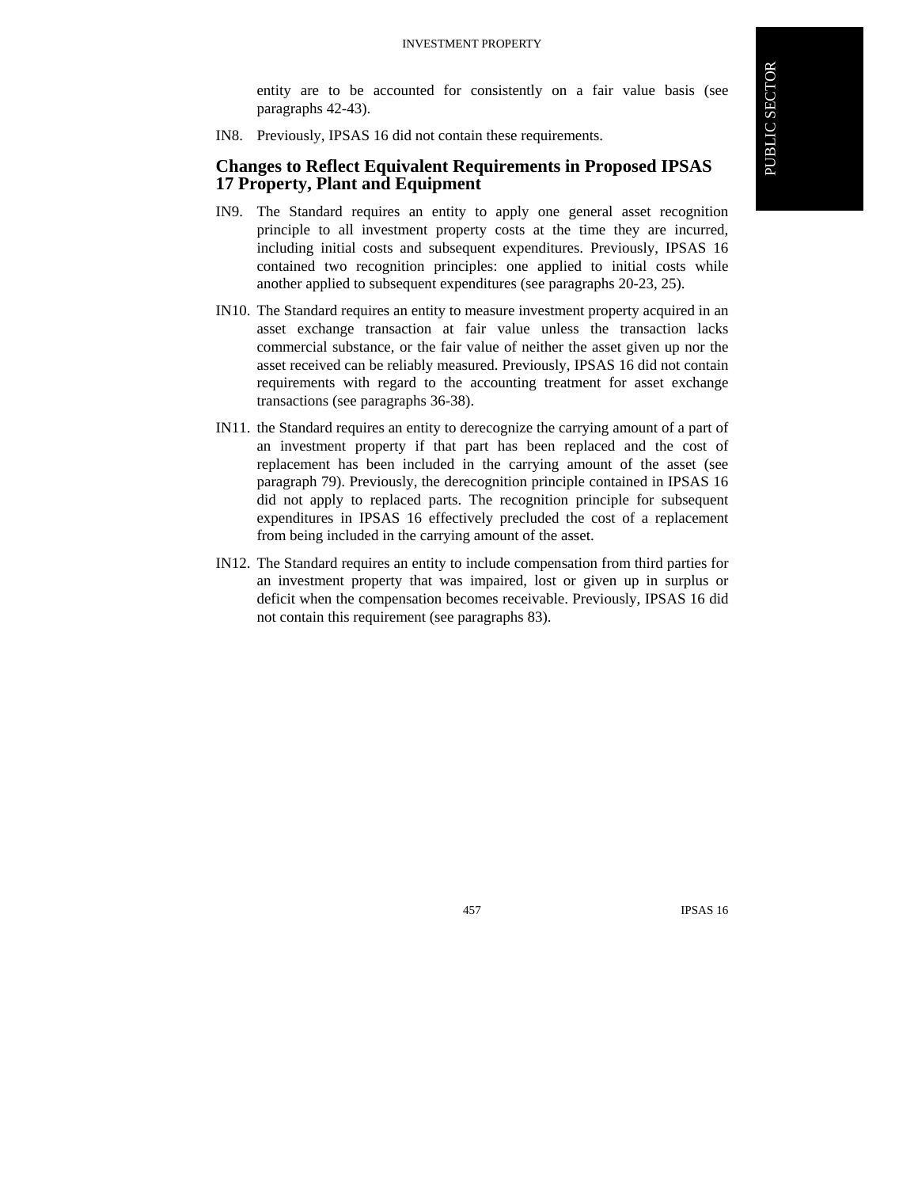entity are to be accounted for consistently on a fair value basis (see paragraphs 42-43).

IN8. Previously, IPSAS 16 did not contain these requirements.

## Changes to Reflect Equivalent Requirements in Proposed IPSAS 17 Property, Plant and Equipment

IN9. The Standard requires an entity to apply one general asset recognition principle to all investment property costs at the time they are incurred, including initial costs and subsequent expenditures. Previously, IPSAS 16 contained two recognition principles: one applied to initial costs while another applied to subsequent expenditures (see paragraphs 20-23, 25).

IN10. The Standard requires an entity to measure investment property acquired in an asset exchange transaction at fair value unless the transaction lacks commercial substance, or the fair value of neither the asset given up nor the asset received can be reliably measured. Previously, IPSAS 16 did not contain requirements with regard to the accounting treatment for asset exchange transactions (see paragraphs 36-38).

IN11. the Standard requires an entity to derecognize the carrying amount of a part of an investment property if that part has been replaced and the cost of replacement has been included in the carrying amount of the asset (see paragraph 79). Previously, the derecognition principle contained in IPSAS 16 did not apply to replaced parts. The recognition principle for subsequent expenditures in IPSAS 16 effectively precluded the cost of a replacement from being included in the carrying amount of the asset.

IN12. The Standard requires an entity to include compensation from third parties for an investment property that was impaired, lost or given up in surplus or deficit when the compensation becomes receivable. Previously, IPSAS 16 did not contain this requirement (see paragraphs 83).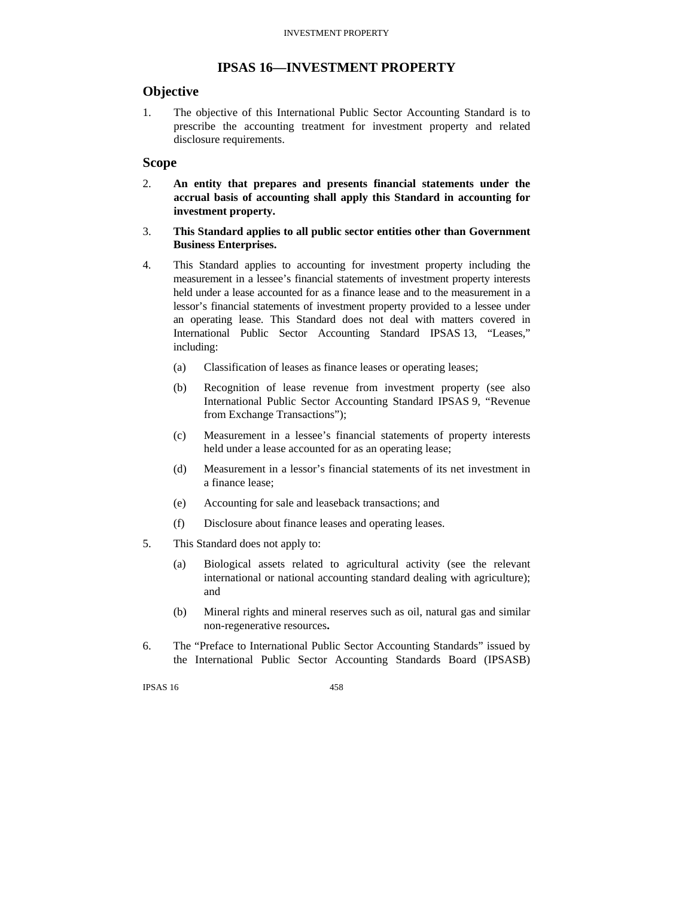# IPSAS 16—INVESTMENT PROPERTY

## Objective

1. The objective of this International Public Sector Accounting Standard is to prescribe the accounting treatment for investment property and related disclosure requirements.

## Scope

2. **An entity that prepares and presents financial statements under the accrual basis of accounting shall apply this Standard in accounting for investment property.**

3. **This Standard applies to all public sector entities other than Government Business Enterprises.**

4. This Standard applies to accounting for investment property including the measurement in a lessee's financial statements of investment property interests held under a lease accounted for as a finance lease and to the measurement in a lessor's financial statements of investment property provided to a lessee under an operating lease. This Standard does not deal with matters covered in International Public Sector Accounting Standard IPSAS 13, "Leases," including:

   (a) Classification of leases as finance leases or operating leases;

   (b) Recognition of lease revenue from investment property (see also International Public Sector Accounting Standard IPSAS 9, "Revenue from Exchange Transactions");

   (c) Measurement in a lessee's financial statements of property interests held under a lease accounted for as an operating lease;

   (d) Measurement in a lessor's financial statements of its net investment in a finance lease;

   (e) Accounting for sale and leaseback transactions; and

   (f) Disclosure about finance leases and operating leases.

5. This Standard does not apply to:

   (a) Biological assets related to agricultural activity (see the relevant international or national accounting standard dealing with agriculture); and

   (b) Mineral rights and mineral reserves such as oil, natural gas and similar non-regenerative resources**.**

6. The "Preface to International Public Sector Accounting Standards" issued by the International Public Sector Accounting Standards Board (IPSASB)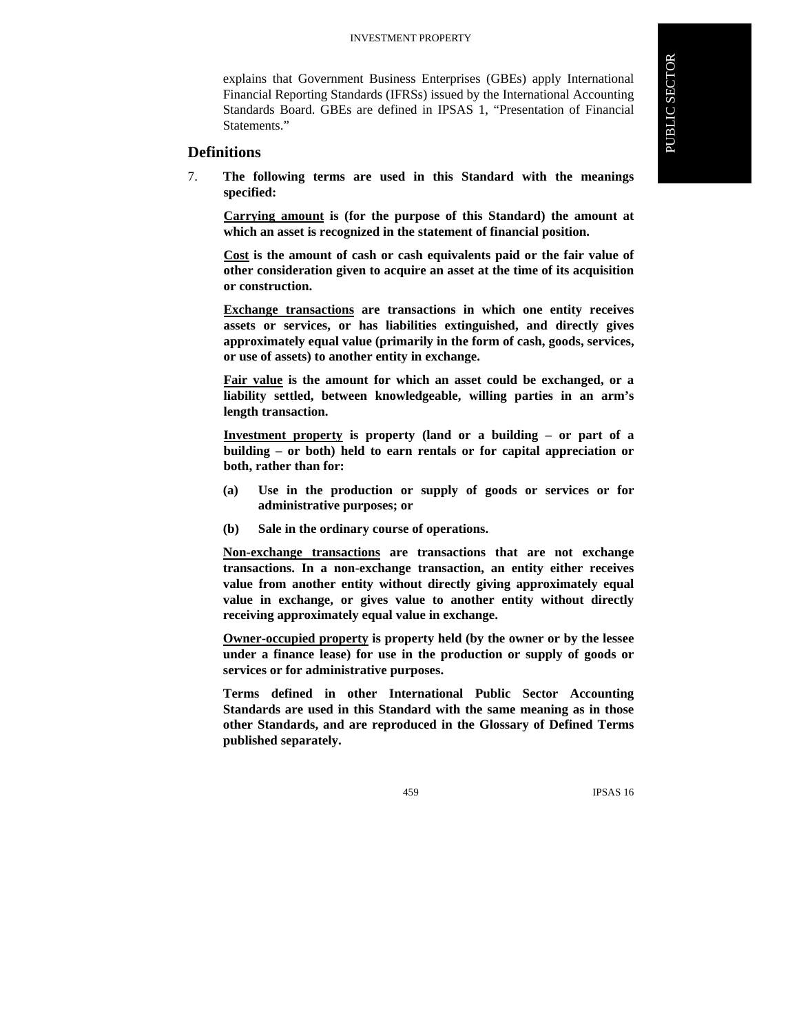explains that Government Business Enterprises (GBEs) apply International Financial Reporting Standards (IFRSs) issued by the International Accounting Standards Board. GBEs are defined in IPSAS 1, "Presentation of Financial Statements."

## Definitions

7. **The following terms are used in this Standard with the meanings specified:**

**Carrying amount is (for the purpose of this Standard) the amount at which an asset is recognized in the statement of financial position.**

**Cost is the amount of cash or cash equivalents paid or the fair value of other consideration given to acquire an asset at the time of its acquisition or construction.**

**Exchange transactions are transactions in which one entity receives assets or services, or has liabilities extinguished, and directly gives approximately equal value (primarily in the form of cash, goods, services, or use of assets) to another entity in exchange.**

**Fair value is the amount for which an asset could be exchanged, or a liability settled, between knowledgeable, willing parties in an arm's length transaction.**

**Investment property is property (land or a building – or part of a building – or both) held to earn rentals or for capital appreciation or both, rather than for:**

**(a) Use in the production or supply of goods or services or for administrative purposes; or**

**(b) Sale in the ordinary course of operations.**

**Non-exchange transactions are transactions that are not exchange transactions. In a non-exchange transaction, an entity either receives value from another entity without directly giving approximately equal value in exchange, or gives value to another entity without directly receiving approximately equal value in exchange.**

**Owner-occupied property is property held (by the owner or by the lessee under a finance lease) for use in the production or supply of goods or services or for administrative purposes.**

**Terms defined in other International Public Sector Accounting Standards are used in this Standard with the same meaning as in those other Standards, and are reproduced in the Glossary of Defined Terms published separately.**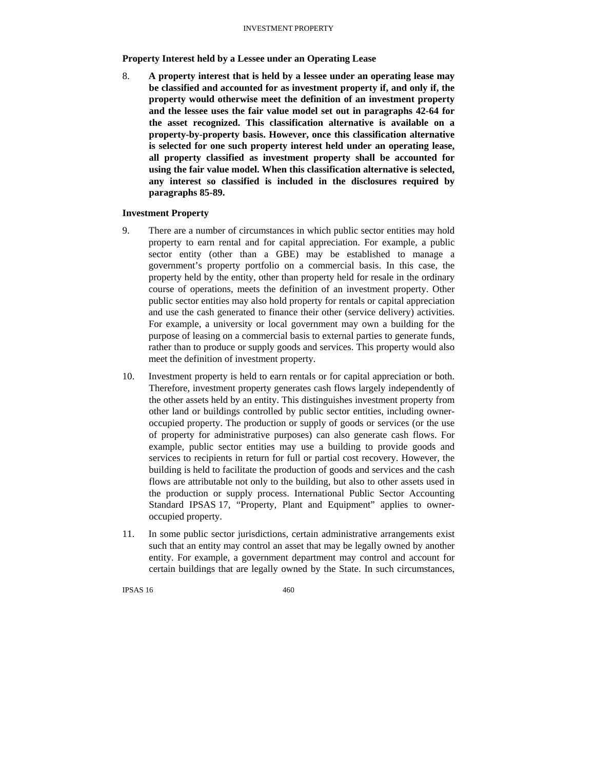### Property Interest held by a Lessee under an Operating Lease

8. **A property interest that is held by a lessee under an operating lease may be classified and accounted for as investment property if, and only if, the property would otherwise meet the definition of an investment property and the lessee uses the fair value model set out in paragraphs 42-64 for the asset recognized. This classification alternative is available on a property-by-property basis. However, once this classification alternative is selected for one such property interest held under an operating lease, all property classified as investment property shall be accounted for using the fair value model. When this classification alternative is selected, any interest so classified is included in the disclosures required by paragraphs 85-89.**

### Investment Property

9. There are a number of circumstances in which public sector entities may hold property to earn rental and for capital appreciation. For example, a public sector entity (other than a GBE) may be established to manage a government's property portfolio on a commercial basis. In this case, the property held by the entity, other than property held for resale in the ordinary course of operations, meets the definition of an investment property. Other public sector entities may also hold property for rentals or capital appreciation and use the cash generated to finance their other (service delivery) activities. For example, a university or local government may own a building for the purpose of leasing on a commercial basis to external parties to generate funds, rather than to produce or supply goods and services. This property would also meet the definition of investment property.

10. Investment property is held to earn rentals or for capital appreciation or both. Therefore, investment property generates cash flows largely independently of the other assets held by an entity. This distinguishes investment property from other land or buildings controlled by public sector entities, including owner-occupied property. The production or supply of goods or services (or the use of property for administrative purposes) can also generate cash flows. For example, public sector entities may use a building to provide goods and services to recipients in return for full or partial cost recovery. However, the building is held to facilitate the production of goods and services and the cash flows are attributable not only to the building, but also to other assets used in the production or supply process. International Public Sector Accounting Standard IPSAS 17, "Property, Plant and Equipment" applies to owner-occupied property.

11. In some public sector jurisdictions, certain administrative arrangements exist such that an entity may control an asset that may be legally owned by another entity. For example, a government department may control and account for certain buildings that are legally owned by the State. In such circumstances,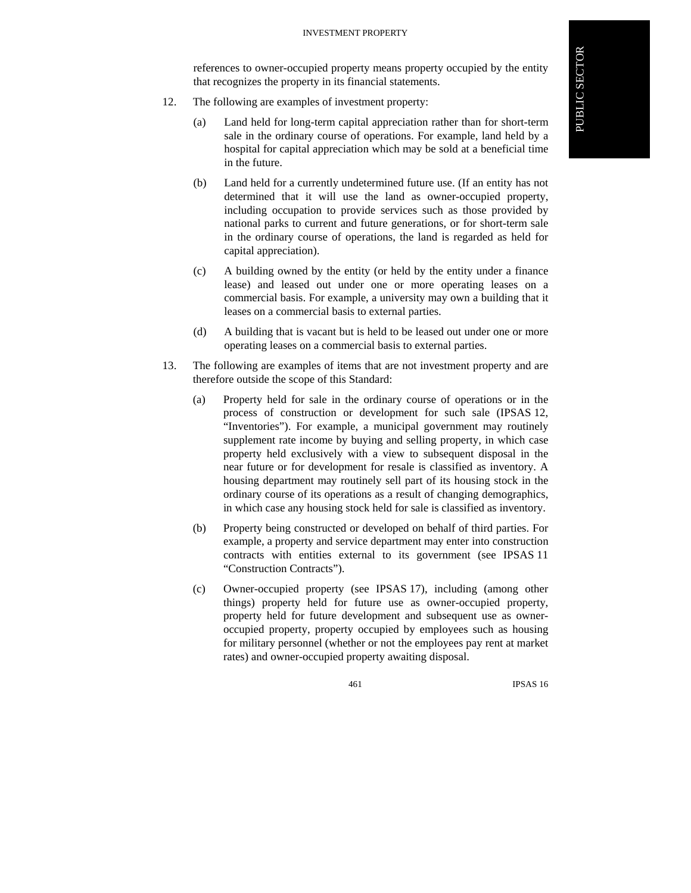references to owner-occupied property means property occupied by the entity that recognizes the property in its financial statements.

12. The following are examples of investment property:

    (a) Land held for long-term capital appreciation rather than for short-term sale in the ordinary course of operations. For example, land held by a hospital for capital appreciation which may be sold at a beneficial time in the future.

    (b) Land held for a currently undetermined future use. (If an entity has not determined that it will use the land as owner-occupied property, including occupation to provide services such as those provided by national parks to current and future generations, or for short-term sale in the ordinary course of operations, the land is regarded as held for capital appreciation).

    (c) A building owned by the entity (or held by the entity under a finance lease) and leased out under one or more operating leases on a commercial basis. For example, a university may own a building that it leases on a commercial basis to external parties.

    (d) A building that is vacant but is held to be leased out under one or more operating leases on a commercial basis to external parties.

13. The following are examples of items that are not investment property and are therefore outside the scope of this Standard:

    (a) Property held for sale in the ordinary course of operations or in the process of construction or development for such sale (IPSAS 12, "Inventories"). For example, a municipal government may routinely supplement rate income by buying and selling property, in which case property held exclusively with a view to subsequent disposal in the near future or for development for resale is classified as inventory. A housing department may routinely sell part of its housing stock in the ordinary course of its operations as a result of changing demographics, in which case any housing stock held for sale is classified as inventory.

    (b) Property being constructed or developed on behalf of third parties. For example, a property and service department may enter into construction contracts with entities external to its government (see IPSAS 11 "Construction Contracts").

    (c) Owner-occupied property (see IPSAS 17), including (among other things) property held for future use as owner-occupied property, property held for future development and subsequent use as owner-occupied property, property occupied by employees such as housing for military personnel (whether or not the employees pay rent at market rates) and owner-occupied property awaiting disposal.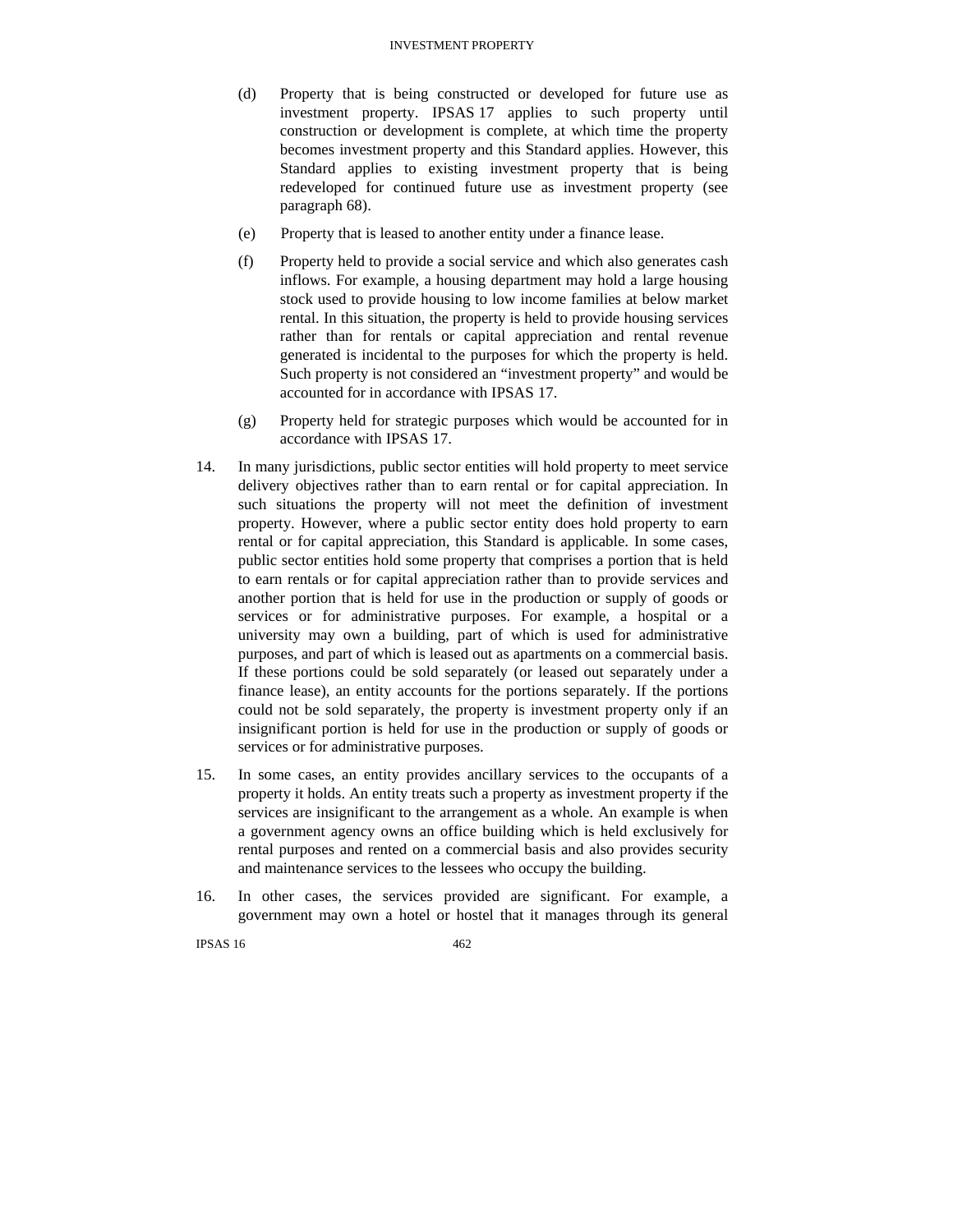(d) Property that is being constructed or developed for future use as investment property. IPSAS 17 applies to such property until construction or development is complete, at which time the property becomes investment property and this Standard applies. However, this Standard applies to existing investment property that is being redeveloped for continued future use as investment property (see paragraph 68).

(e) Property that is leased to another entity under a finance lease.

(f) Property held to provide a social service and which also generates cash inflows. For example, a housing department may hold a large housing stock used to provide housing to low income families at below market rental. In this situation, the property is held to provide housing services rather than for rentals or capital appreciation and rental revenue generated is incidental to the purposes for which the property is held. Such property is not considered an "investment property" and would be accounted for in accordance with IPSAS 17.

(g) Property held for strategic purposes which would be accounted for in accordance with IPSAS 17.

14. In many jurisdictions, public sector entities will hold property to meet service delivery objectives rather than to earn rental or for capital appreciation. In such situations the property will not meet the definition of investment property. However, where a public sector entity does hold property to earn rental or for capital appreciation, this Standard is applicable. In some cases, public sector entities hold some property that comprises a portion that is held to earn rentals or for capital appreciation rather than to provide services and another portion that is held for use in the production or supply of goods or services or for administrative purposes. For example, a hospital or a university may own a building, part of which is used for administrative purposes, and part of which is leased out as apartments on a commercial basis. If these portions could be sold separately (or leased out separately under a finance lease), an entity accounts for the portions separately. If the portions could not be sold separately, the property is investment property only if an insignificant portion is held for use in the production or supply of goods or services or for administrative purposes.

15. In some cases, an entity provides ancillary services to the occupants of a property it holds. An entity treats such a property as investment property if the services are insignificant to the arrangement as a whole. An example is when a government agency owns an office building which is held exclusively for rental purposes and rented on a commercial basis and also provides security and maintenance services to the lessees who occupy the building.

16. In other cases, the services provided are significant. For example, a government may own a hotel or hostel that it manages through its general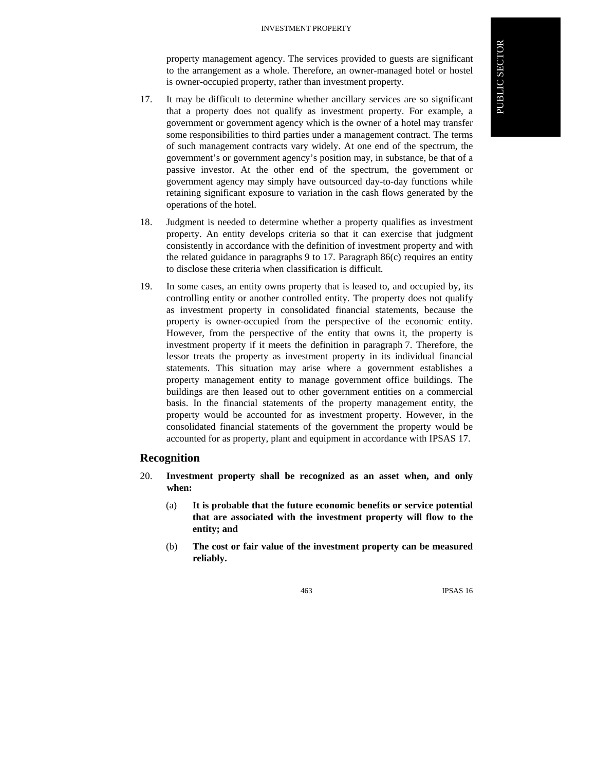property management agency. The services provided to guests are significant to the arrangement as a whole. Therefore, an owner-managed hotel or hostel is owner-occupied property, rather than investment property.

17. It may be difficult to determine whether ancillary services are so significant that a property does not qualify as investment property. For example, a government or government agency which is the owner of a hotel may transfer some responsibilities to third parties under a management contract. The terms of such management contracts vary widely. At one end of the spectrum, the government's or government agency's position may, in substance, be that of a passive investor. At the other end of the spectrum, the government or government agency may simply have outsourced day-to-day functions while retaining significant exposure to variation in the cash flows generated by the operations of the hotel.

18. Judgment is needed to determine whether a property qualifies as investment property. An entity develops criteria so that it can exercise that judgment consistently in accordance with the definition of investment property and with the related guidance in paragraphs 9 to 17. Paragraph 86(c) requires an entity to disclose these criteria when classification is difficult.

19. In some cases, an entity owns property that is leased to, and occupied by, its controlling entity or another controlled entity. The property does not qualify as investment property in consolidated financial statements, because the property is owner-occupied from the perspective of the economic entity. However, from the perspective of the entity that owns it, the property is investment property if it meets the definition in paragraph 7. Therefore, the lessor treats the property as investment property in its individual financial statements. This situation may arise where a government establishes a property management entity to manage government office buildings. The buildings are then leased out to other government entities on a commercial basis. In the financial statements of the property management entity, the property would be accounted for as investment property. However, in the consolidated financial statements of the government the property would be accounted for as property, plant and equipment in accordance with IPSAS 17.

## Recognition

20. **Investment property shall be recognized as an asset when, and only when:**

    (a) **It is probable that the future economic benefits or service potential that are associated with the investment property will flow to the entity; and**

    (b) **The cost or fair value of the investment property can be measured reliably.**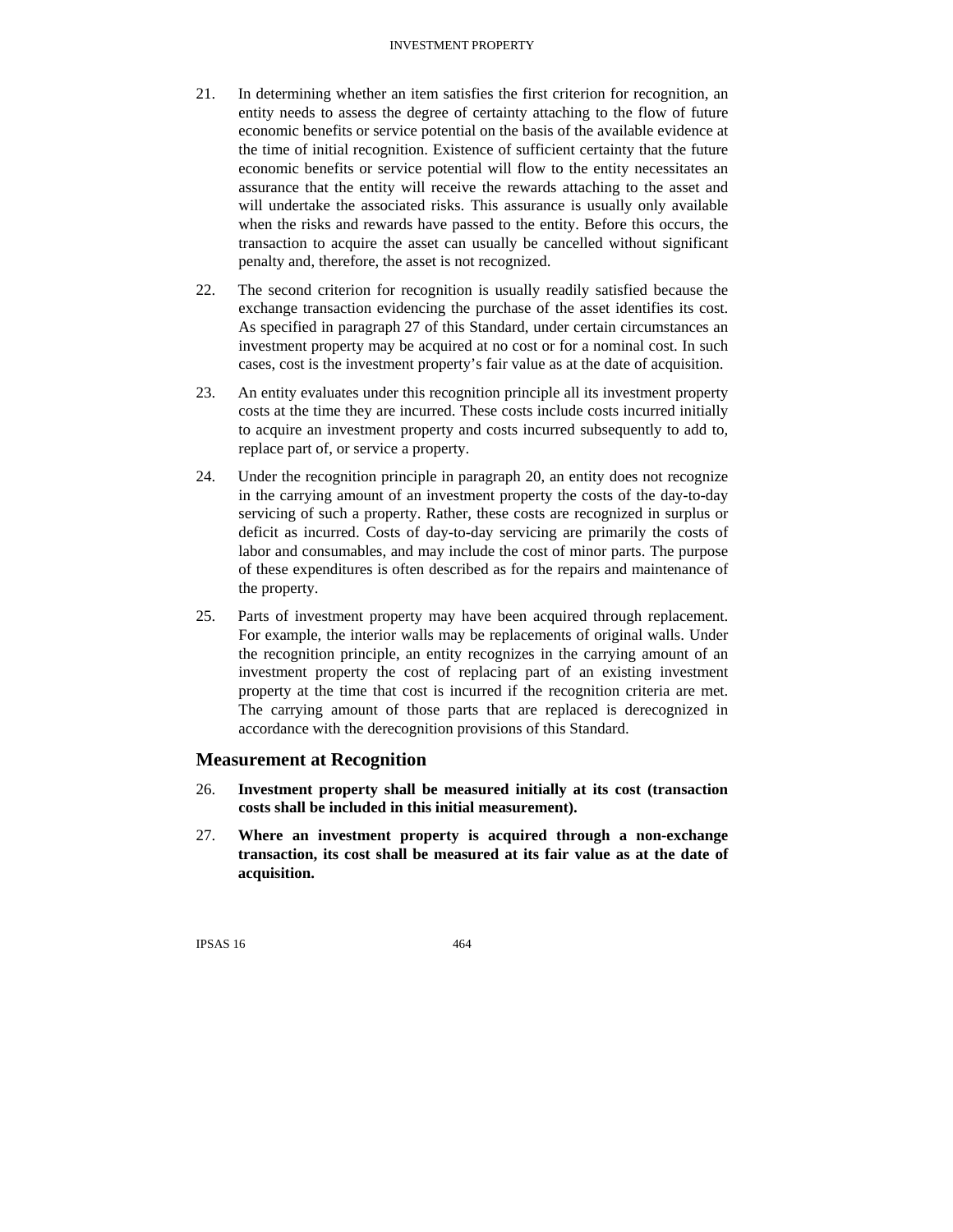21. In determining whether an item satisfies the first criterion for recognition, an entity needs to assess the degree of certainty attaching to the flow of future economic benefits or service potential on the basis of the available evidence at the time of initial recognition. Existence of sufficient certainty that the future economic benefits or service potential will flow to the entity necessitates an assurance that the entity will receive the rewards attaching to the asset and will undertake the associated risks. This assurance is usually only available when the risks and rewards have passed to the entity. Before this occurs, the transaction to acquire the asset can usually be cancelled without significant penalty and, therefore, the asset is not recognized.

22. The second criterion for recognition is usually readily satisfied because the exchange transaction evidencing the purchase of the asset identifies its cost. As specified in paragraph 27 of this Standard, under certain circumstances an investment property may be acquired at no cost or for a nominal cost. In such cases, cost is the investment property's fair value as at the date of acquisition.

23. An entity evaluates under this recognition principle all its investment property costs at the time they are incurred. These costs include costs incurred initially to acquire an investment property and costs incurred subsequently to add to, replace part of, or service a property.

24. Under the recognition principle in paragraph 20, an entity does not recognize in the carrying amount of an investment property the costs of the day-to-day servicing of such a property. Rather, these costs are recognized in surplus or deficit as incurred. Costs of day-to-day servicing are primarily the costs of labor and consumables, and may include the cost of minor parts. The purpose of these expenditures is often described as for the repairs and maintenance of the property.

25. Parts of investment property may have been acquired through replacement. For example, the interior walls may be replacements of original walls. Under the recognition principle, an entity recognizes in the carrying amount of an investment property the cost of replacing part of an existing investment property at the time that cost is incurred if the recognition criteria are met. The carrying amount of those parts that are replaced is derecognized in accordance with the derecognition provisions of this Standard.

## Measurement at Recognition

26. **Investment property shall be measured initially at its cost (transaction costs shall be included in this initial measurement).**

27. **Where an investment property is acquired through a non-exchange transaction, its cost shall be measured at its fair value as at the date of acquisition.**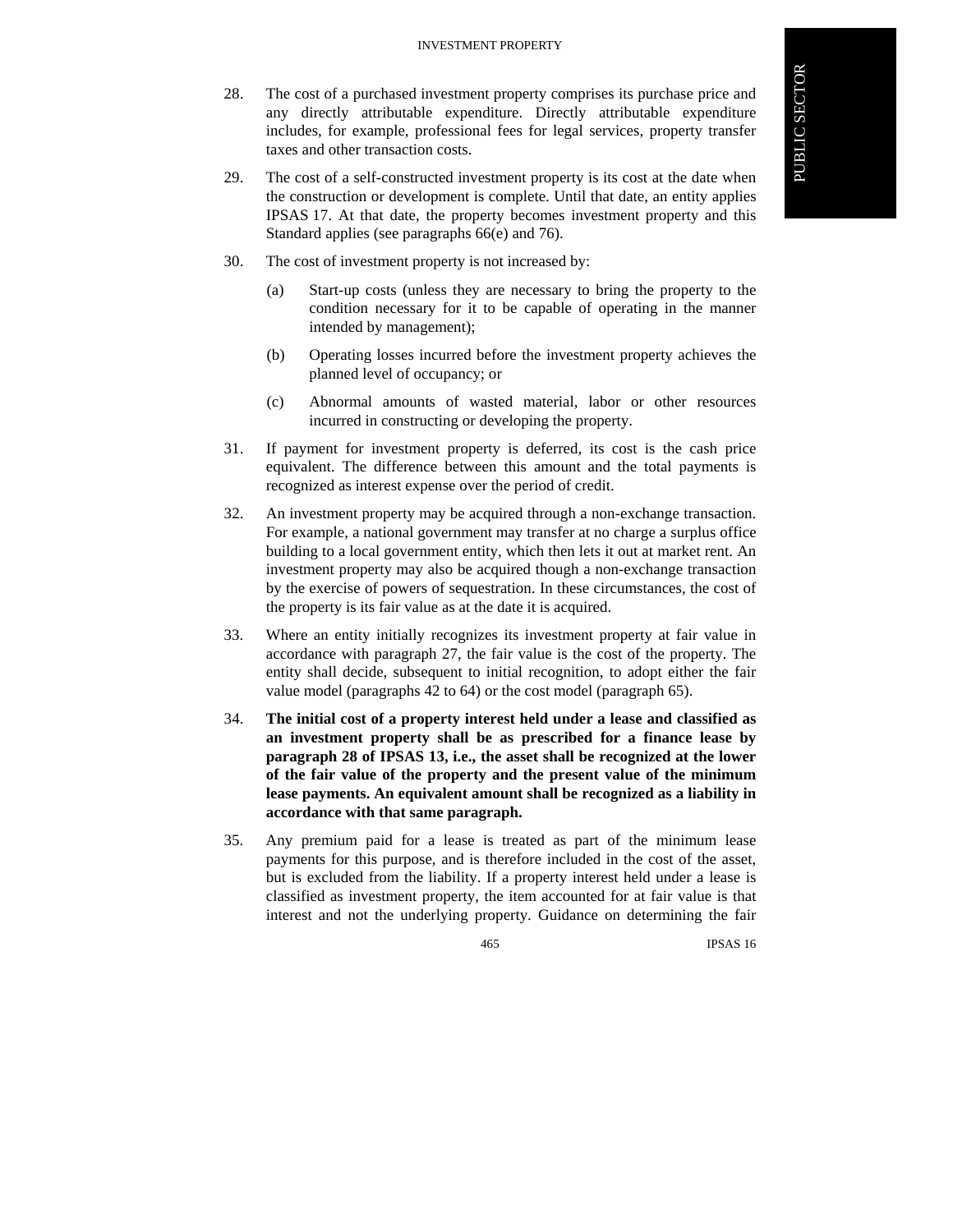28. The cost of a purchased investment property comprises its purchase price and any directly attributable expenditure. Directly attributable expenditure includes, for example, professional fees for legal services, property transfer taxes and other transaction costs.

29. The cost of a self-constructed investment property is its cost at the date when the construction or development is complete. Until that date, an entity applies IPSAS 17. At that date, the property becomes investment property and this Standard applies (see paragraphs 66(e) and 76).

30. The cost of investment property is not increased by:

    (a) Start-up costs (unless they are necessary to bring the property to the condition necessary for it to be capable of operating in the manner intended by management);

    (b) Operating losses incurred before the investment property achieves the planned level of occupancy; or

    (c) Abnormal amounts of wasted material, labor or other resources incurred in constructing or developing the property.

31. If payment for investment property is deferred, its cost is the cash price equivalent. The difference between this amount and the total payments is recognized as interest expense over the period of credit.

32. An investment property may be acquired through a non-exchange transaction. For example, a national government may transfer at no charge a surplus office building to a local government entity, which then lets it out at market rent. An investment property may also be acquired though a non-exchange transaction by the exercise of powers of sequestration. In these circumstances, the cost of the property is its fair value as at the date it is acquired.

33. Where an entity initially recognizes its investment property at fair value in accordance with paragraph 27, the fair value is the cost of the property. The entity shall decide, subsequent to initial recognition, to adopt either the fair value model (paragraphs 42 to 64) or the cost model (paragraph 65).

34. **The initial cost of a property interest held under a lease and classified as an investment property shall be as prescribed for a finance lease by paragraph 28 of IPSAS 13, i.e., the asset shall be recognized at the lower of the fair value of the property and the present value of the minimum lease payments. An equivalent amount shall be recognized as a liability in accordance with that same paragraph.**

35. Any premium paid for a lease is treated as part of the minimum lease payments for this purpose, and is therefore included in the cost of the asset, but is excluded from the liability. If a property interest held under a lease is classified as investment property, the item accounted for at fair value is that interest and not the underlying property. Guidance on determining the fair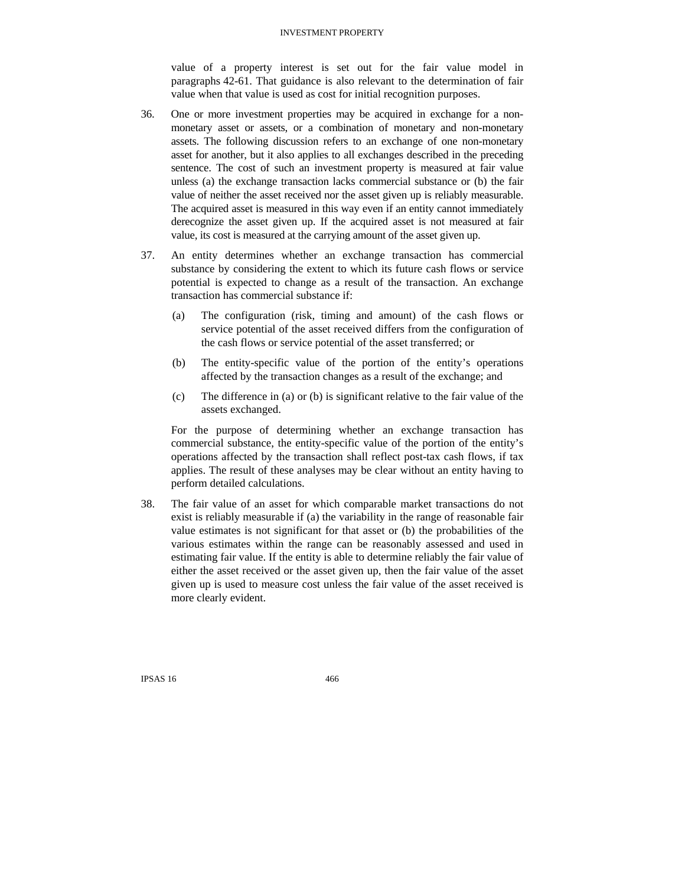value of a property interest is set out for the fair value model in paragraphs 42-61. That guidance is also relevant to the determination of fair value when that value is used as cost for initial recognition purposes.

36. One or more investment properties may be acquired in exchange for a non-monetary asset or assets, or a combination of monetary and non-monetary assets. The following discussion refers to an exchange of one non-monetary asset for another, but it also applies to all exchanges described in the preceding sentence. The cost of such an investment property is measured at fair value unless (a) the exchange transaction lacks commercial substance or (b) the fair value of neither the asset received nor the asset given up is reliably measurable. The acquired asset is measured in this way even if an entity cannot immediately derecognize the asset given up. If the acquired asset is not measured at fair value, its cost is measured at the carrying amount of the asset given up.

37. An entity determines whether an exchange transaction has commercial substance by considering the extent to which its future cash flows or service potential is expected to change as a result of the transaction. An exchange transaction has commercial substance if:

    (a) The configuration (risk, timing and amount) of the cash flows or service potential of the asset received differs from the configuration of the cash flows or service potential of the asset transferred; or

    (b) The entity-specific value of the portion of the entity's operations affected by the transaction changes as a result of the exchange; and

    (c) The difference in (a) or (b) is significant relative to the fair value of the assets exchanged.

    For the purpose of determining whether an exchange transaction has commercial substance, the entity-specific value of the portion of the entity's operations affected by the transaction shall reflect post-tax cash flows, if tax applies. The result of these analyses may be clear without an entity having to perform detailed calculations.

38. The fair value of an asset for which comparable market transactions do not exist is reliably measurable if (a) the variability in the range of reasonable fair value estimates is not significant for that asset or (b) the probabilities of the various estimates within the range can be reasonably assessed and used in estimating fair value. If the entity is able to determine reliably the fair value of either the asset received or the asset given up, then the fair value of the asset given up is used to measure cost unless the fair value of the asset received is more clearly evident.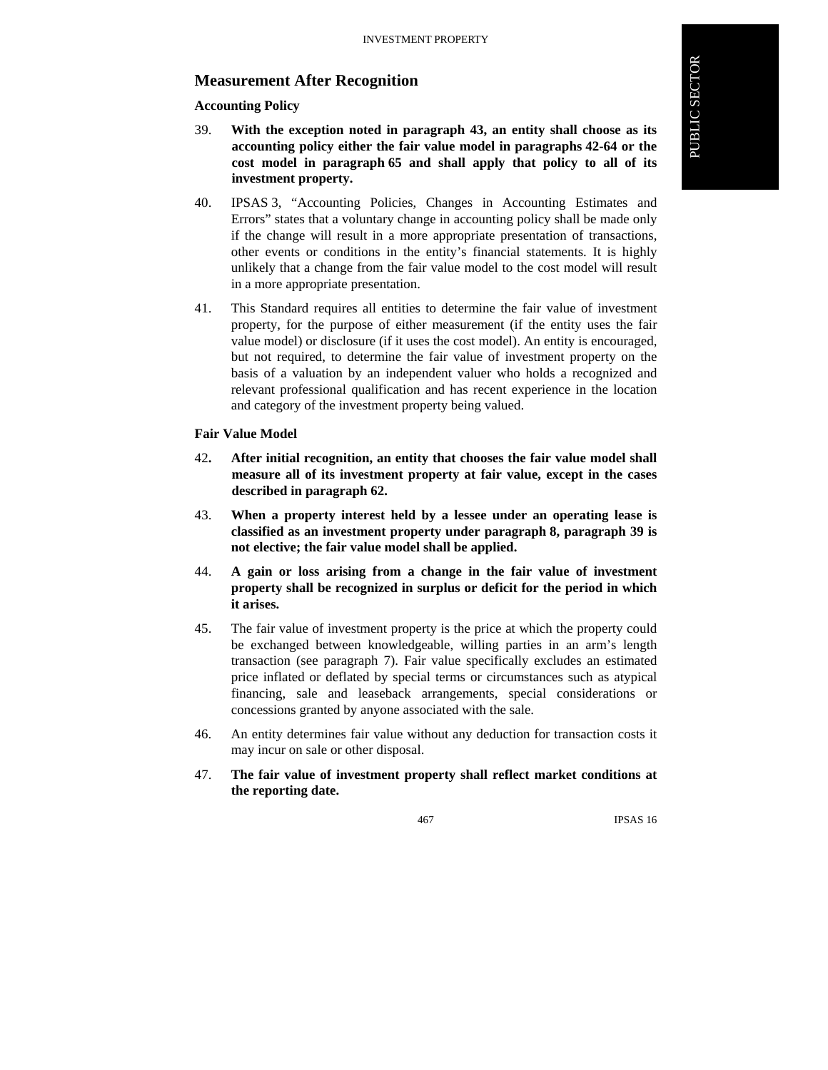## Measurement After Recognition

### Accounting Policy

39. **With the exception noted in paragraph 43, an entity shall choose as its accounting policy either the fair value model in paragraphs 42-64 or the cost model in paragraph 65 and shall apply that policy to all of its investment property.**

40. IPSAS 3, "Accounting Policies, Changes in Accounting Estimates and Errors" states that a voluntary change in accounting policy shall be made only if the change will result in a more appropriate presentation of transactions, other events or conditions in the entity's financial statements. It is highly unlikely that a change from the fair value model to the cost model will result in a more appropriate presentation.

41. This Standard requires all entities to determine the fair value of investment property, for the purpose of either measurement (if the entity uses the fair value model) or disclosure (if it uses the cost model). An entity is encouraged, but not required, to determine the fair value of investment property on the basis of a valuation by an independent valuer who holds a recognized and relevant professional qualification and has recent experience in the location and category of the investment property being valued.

### Fair Value Model

42. **After initial recognition, an entity that chooses the fair value model shall measure all of its investment property at fair value, except in the cases described in paragraph 62.**

43. **When a property interest held by a lessee under an operating lease is classified as an investment property under paragraph 8, paragraph 39 is not elective; the fair value model shall be applied.**

44. **A gain or loss arising from a change in the fair value of investment property shall be recognized in surplus or deficit for the period in which it arises.**

45. The fair value of investment property is the price at which the property could be exchanged between knowledgeable, willing parties in an arm's length transaction (see paragraph 7). Fair value specifically excludes an estimated price inflated or deflated by special terms or circumstances such as atypical financing, sale and leaseback arrangements, special considerations or concessions granted by anyone associated with the sale.

46. An entity determines fair value without any deduction for transaction costs it may incur on sale or other disposal.

47. **The fair value of investment property shall reflect market conditions at the reporting date.**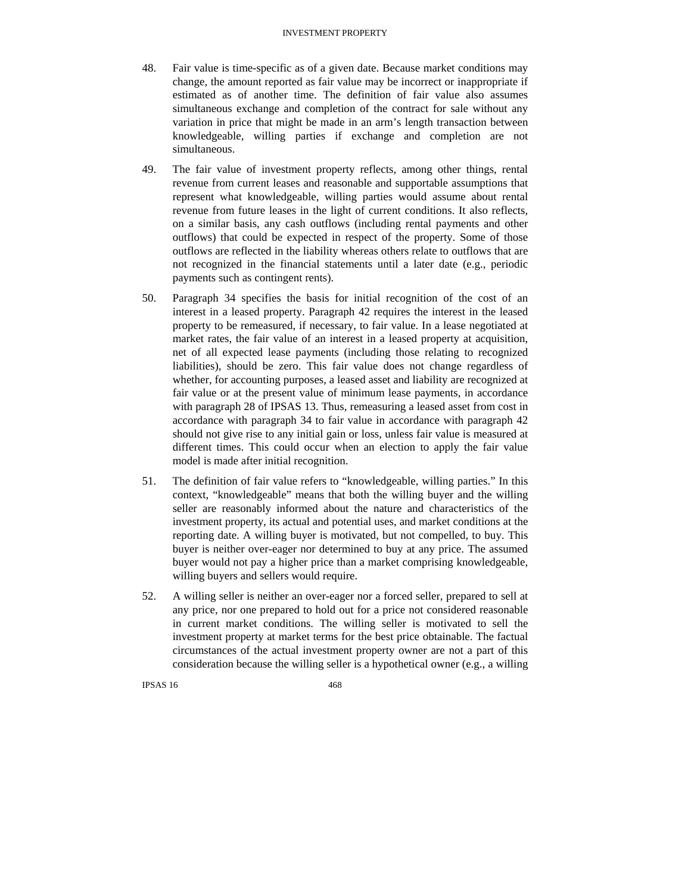48. Fair value is time-specific as of a given date. Because market conditions may change, the amount reported as fair value may be incorrect or inappropriate if estimated as of another time. The definition of fair value also assumes simultaneous exchange and completion of the contract for sale without any variation in price that might be made in an arm's length transaction between knowledgeable, willing parties if exchange and completion are not simultaneous.

49. The fair value of investment property reflects, among other things, rental revenue from current leases and reasonable and supportable assumptions that represent what knowledgeable, willing parties would assume about rental revenue from future leases in the light of current conditions. It also reflects, on a similar basis, any cash outflows (including rental payments and other outflows) that could be expected in respect of the property. Some of those outflows are reflected in the liability whereas others relate to outflows that are not recognized in the financial statements until a later date (e.g., periodic payments such as contingent rents).

50. Paragraph 34 specifies the basis for initial recognition of the cost of an interest in a leased property. Paragraph 42 requires the interest in the leased property to be remeasured, if necessary, to fair value. In a lease negotiated at market rates, the fair value of an interest in a leased property at acquisition, net of all expected lease payments (including those relating to recognized liabilities), should be zero. This fair value does not change regardless of whether, for accounting purposes, a leased asset and liability are recognized at fair value or at the present value of minimum lease payments, in accordance with paragraph 28 of IPSAS 13. Thus, remeasuring a leased asset from cost in accordance with paragraph 34 to fair value in accordance with paragraph 42 should not give rise to any initial gain or loss, unless fair value is measured at different times. This could occur when an election to apply the fair value model is made after initial recognition.

51. The definition of fair value refers to "knowledgeable, willing parties." In this context, "knowledgeable" means that both the willing buyer and the willing seller are reasonably informed about the nature and characteristics of the investment property, its actual and potential uses, and market conditions at the reporting date. A willing buyer is motivated, but not compelled, to buy. This buyer is neither over-eager nor determined to buy at any price. The assumed buyer would not pay a higher price than a market comprising knowledgeable, willing buyers and sellers would require.

52. A willing seller is neither an over-eager nor a forced seller, prepared to sell at any price, nor one prepared to hold out for a price not considered reasonable in current market conditions. The willing seller is motivated to sell the investment property at market terms for the best price obtainable. The factual circumstances of the actual investment property owner are not a part of this consideration because the willing seller is a hypothetical owner (e.g., a willing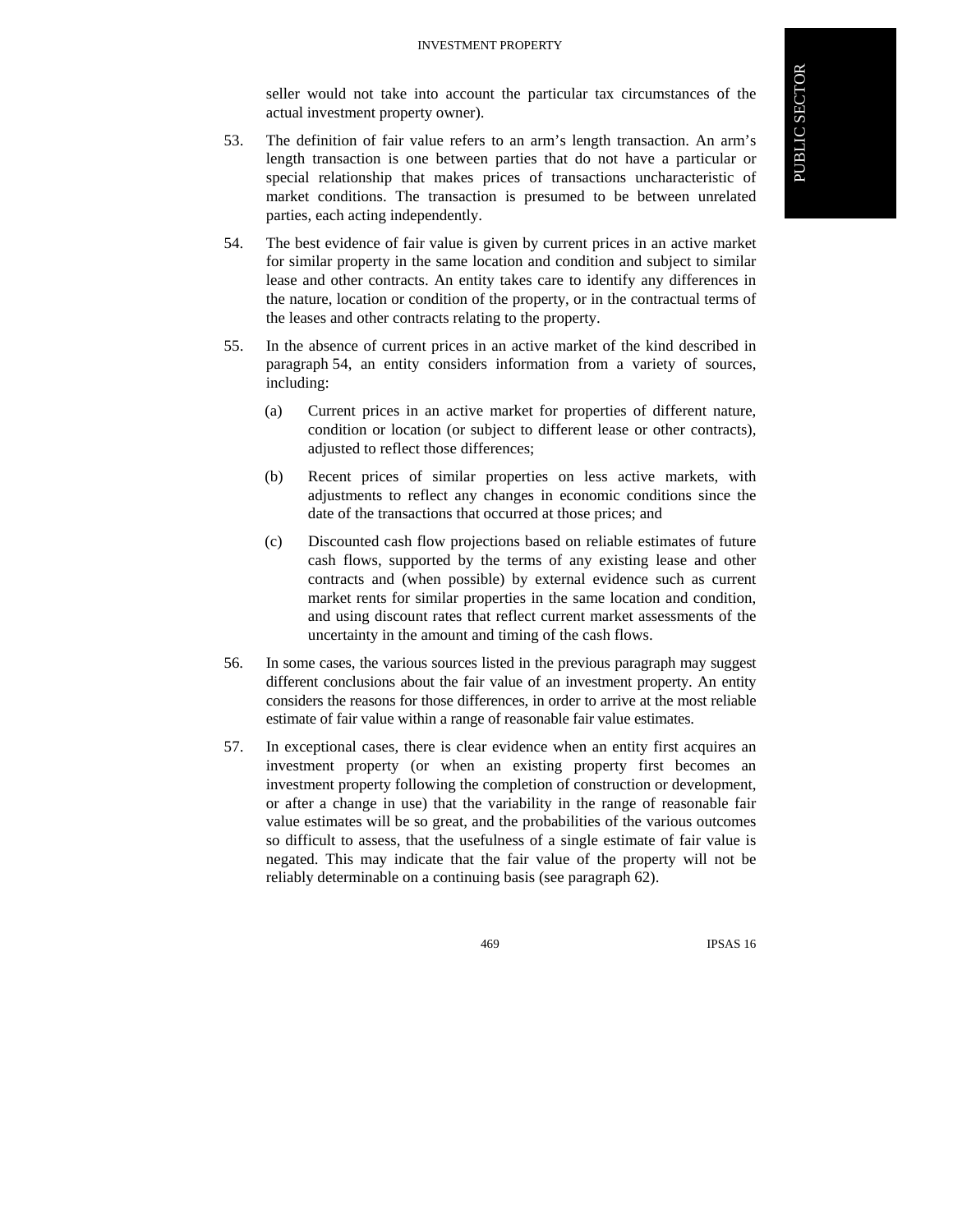seller would not take into account the particular tax circumstances of the actual investment property owner).

53. The definition of fair value refers to an arm's length transaction. An arm's length transaction is one between parties that do not have a particular or special relationship that makes prices of transactions uncharacteristic of market conditions. The transaction is presumed to be between unrelated parties, each acting independently.

54. The best evidence of fair value is given by current prices in an active market for similar property in the same location and condition and subject to similar lease and other contracts. An entity takes care to identify any differences in the nature, location or condition of the property, or in the contractual terms of the leases and other contracts relating to the property.

55. In the absence of current prices in an active market of the kind described in paragraph 54, an entity considers information from a variety of sources, including:

    (a) Current prices in an active market for properties of different nature, condition or location (or subject to different lease or other contracts), adjusted to reflect those differences;

    (b) Recent prices of similar properties on less active markets, with adjustments to reflect any changes in economic conditions since the date of the transactions that occurred at those prices; and

    (c) Discounted cash flow projections based on reliable estimates of future cash flows, supported by the terms of any existing lease and other contracts and (when possible) by external evidence such as current market rents for similar properties in the same location and condition, and using discount rates that reflect current market assessments of the uncertainty in the amount and timing of the cash flows.

56. In some cases, the various sources listed in the previous paragraph may suggest different conclusions about the fair value of an investment property. An entity considers the reasons for those differences, in order to arrive at the most reliable estimate of fair value within a range of reasonable fair value estimates.

57. In exceptional cases, there is clear evidence when an entity first acquires an investment property (or when an existing property first becomes an investment property following the completion of construction or development, or after a change in use) that the variability in the range of reasonable fair value estimates will be so great, and the probabilities of the various outcomes so difficult to assess, that the usefulness of a single estimate of fair value is negated. This may indicate that the fair value of the property will not be reliably determinable on a continuing basis (see paragraph 62).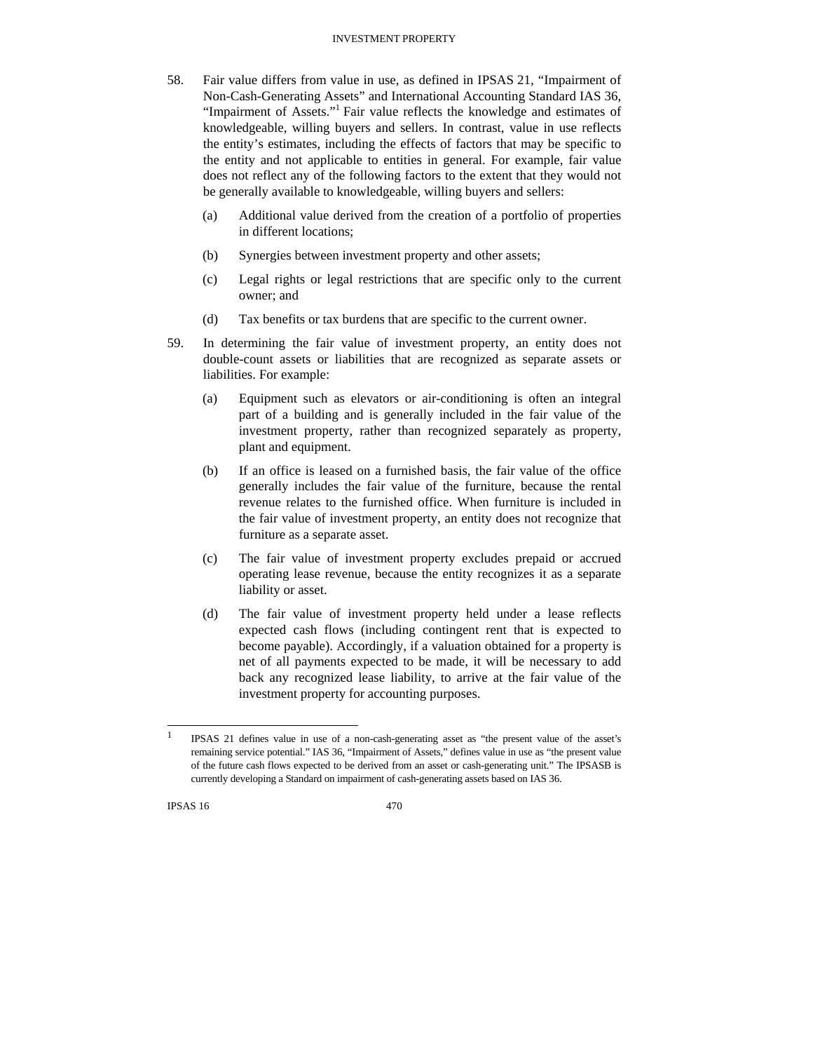58. Fair value differs from value in use, as defined in IPSAS 21, "Impairment of Non-Cash-Generating Assets" and International Accounting Standard IAS 36, "Impairment of Assets."[1] Fair value reflects the knowledge and estimates of knowledgeable, willing buyers and sellers. In contrast, value in use reflects the entity's estimates, including the effects of factors that may be specific to the entity and not applicable to entities in general. For example, fair value does not reflect any of the following factors to the extent that they would not be generally available to knowledgeable, willing buyers and sellers:

    (a) Additional value derived from the creation of a portfolio of properties in different locations;

    (b) Synergies between investment property and other assets;

    (c) Legal rights or legal restrictions that are specific only to the current owner; and

    (d) Tax benefits or tax burdens that are specific to the current owner.

59. In determining the fair value of investment property, an entity does not double-count assets or liabilities that are recognized as separate assets or liabilities. For example:

    (a) Equipment such as elevators or air-conditioning is often an integral part of a building and is generally included in the fair value of the investment property, rather than recognized separately as property, plant and equipment.

    (b) If an office is leased on a furnished basis, the fair value of the office generally includes the fair value of the furniture, because the rental revenue relates to the furnished office. When furniture is included in the fair value of investment property, an entity does not recognize that furniture as a separate asset.

    (c) The fair value of investment property excludes prepaid or accrued operating lease revenue, because the entity recognizes it as a separate liability or asset.

    (d) The fair value of investment property held under a lease reflects expected cash flows (including contingent rent that is expected to become payable). Accordingly, if a valuation obtained for a property is net of all payments expected to be made, it will be necessary to add back any recognized lease liability, to arrive at the fair value of the investment property for accounting purposes.

---

[1] IPSAS 21 defines value in use of a non-cash-generating asset as "the present value of the asset's remaining service potential." IAS 36, "Impairment of Assets," defines value in use as "the present value of the future cash flows expected to be derived from an asset or cash-generating unit." The IPSASB is currently developing a Standard on impairment of cash-generating assets based on IAS 36.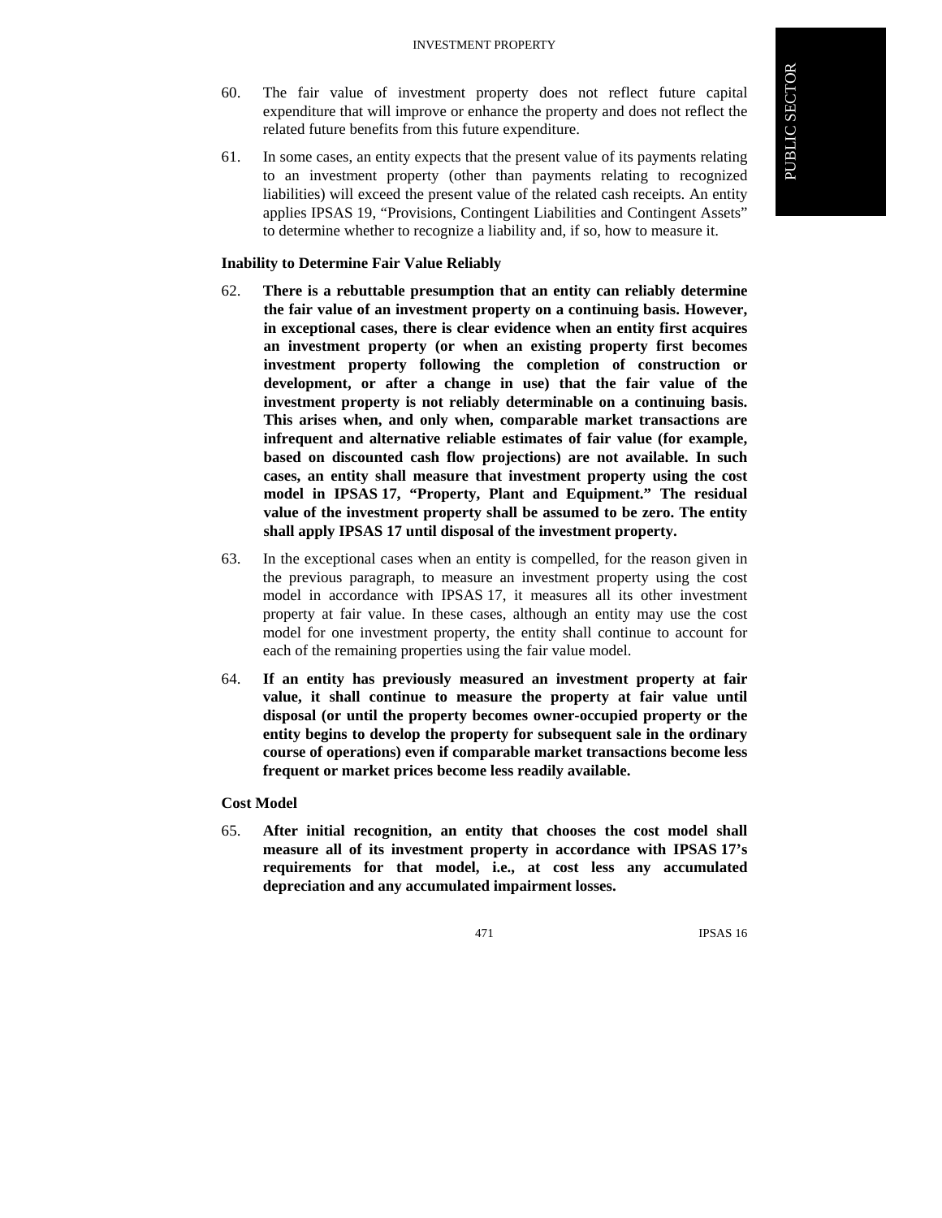60. The fair value of investment property does not reflect future capital expenditure that will improve or enhance the property and does not reflect the related future benefits from this future expenditure.

61. In some cases, an entity expects that the present value of its payments relating to an investment property (other than payments relating to recognized liabilities) will exceed the present value of the related cash receipts. An entity applies IPSAS 19, "Provisions, Contingent Liabilities and Contingent Assets" to determine whether to recognize a liability and, if so, how to measure it.

### Inability to Determine Fair Value Reliably

62. **There is a rebuttable presumption that an entity can reliably determine the fair value of an investment property on a continuing basis. However, in exceptional cases, there is clear evidence when an entity first acquires an investment property (or when an existing property first becomes investment property following the completion of construction or development, or after a change in use) that the fair value of the investment property is not reliably determinable on a continuing basis. This arises when, and only when, comparable market transactions are infrequent and alternative reliable estimates of fair value (for example, based on discounted cash flow projections) are not available. In such cases, an entity shall measure that investment property using the cost model in IPSAS 17, "Property, Plant and Equipment." The residual value of the investment property shall be assumed to be zero. The entity shall apply IPSAS 17 until disposal of the investment property.**

63. In the exceptional cases when an entity is compelled, for the reason given in the previous paragraph, to measure an investment property using the cost model in accordance with IPSAS 17, it measures all its other investment property at fair value. In these cases, although an entity may use the cost model for one investment property, the entity shall continue to account for each of the remaining properties using the fair value model.

64. **If an entity has previously measured an investment property at fair value, it shall continue to measure the property at fair value until disposal (or until the property becomes owner-occupied property or the entity begins to develop the property for subsequent sale in the ordinary course of operations) even if comparable market transactions become less frequent or market prices become less readily available.**

### Cost Model

65. **After initial recognition, an entity that chooses the cost model shall measure all of its investment property in accordance with IPSAS 17's requirements for that model, i.e., at cost less any accumulated depreciation and any accumulated impairment losses.**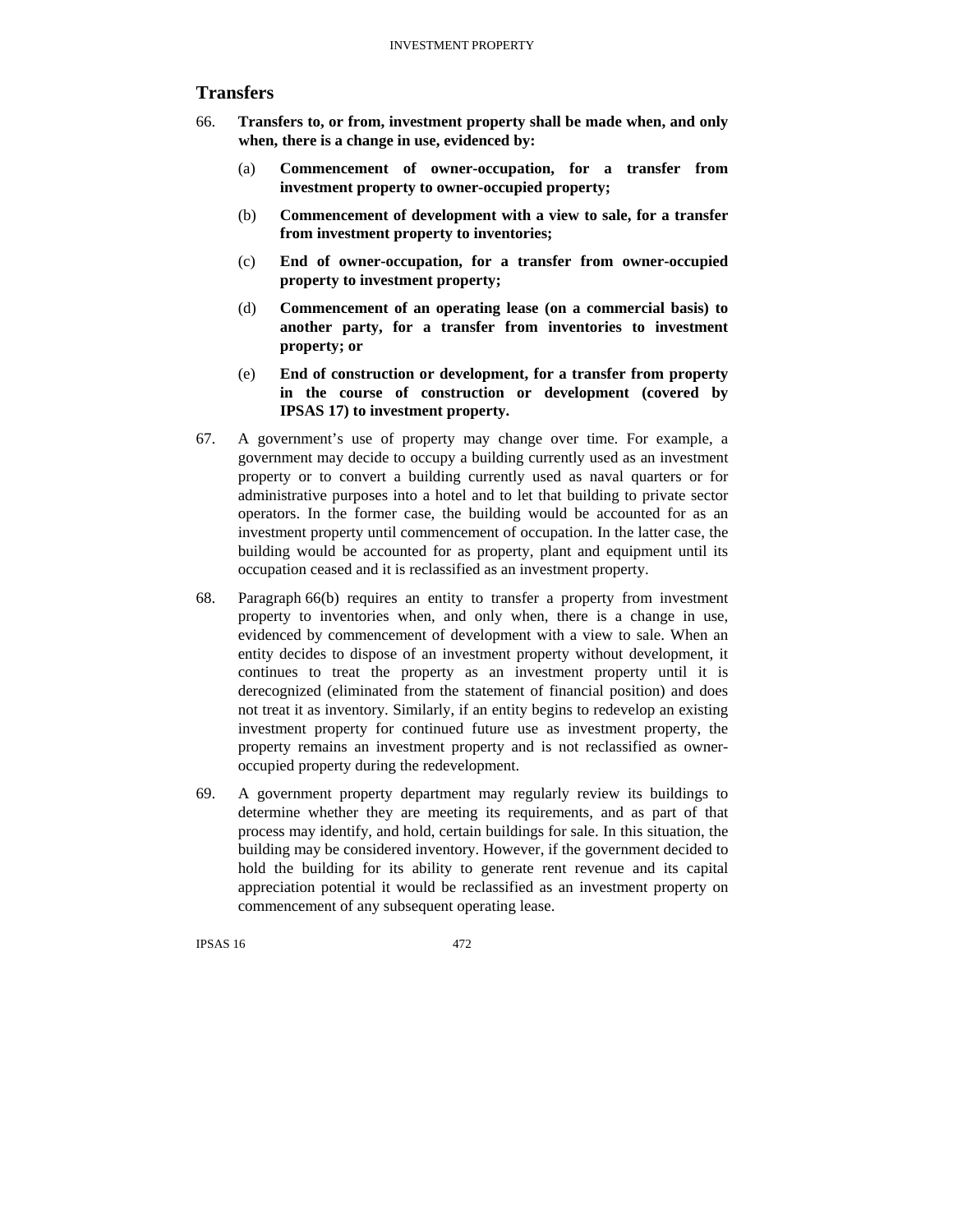## Transfers

66. **Transfers to, or from, investment property shall be made when, and only when, there is a change in use, evidenced by:**

    (a) **Commencement of owner-occupation, for a transfer from investment property to owner-occupied property;**

    (b) **Commencement of development with a view to sale, for a transfer from investment property to inventories;**

    (c) **End of owner-occupation, for a transfer from owner-occupied property to investment property;**

    (d) **Commencement of an operating lease (on a commercial basis) to another party, for a transfer from inventories to investment property; or**

    (e) **End of construction or development, for a transfer from property in the course of construction or development (covered by IPSAS 17) to investment property.**

67. A government's use of property may change over time. For example, a government may decide to occupy a building currently used as an investment property or to convert a building currently used as naval quarters or for administrative purposes into a hotel and to let that building to private sector operators. In the former case, the building would be accounted for as an investment property until commencement of occupation. In the latter case, the building would be accounted for as property, plant and equipment until its occupation ceased and it is reclassified as an investment property.

68. Paragraph 66(b) requires an entity to transfer a property from investment property to inventories when, and only when, there is a change in use, evidenced by commencement of development with a view to sale. When an entity decides to dispose of an investment property without development, it continues to treat the property as an investment property until it is derecognized (eliminated from the statement of financial position) and does not treat it as inventory. Similarly, if an entity begins to redevelop an existing investment property for continued future use as investment property, the property remains an investment property and is not reclassified as owner-occupied property during the redevelopment.

69. A government property department may regularly review its buildings to determine whether they are meeting its requirements, and as part of that process may identify, and hold, certain buildings for sale. In this situation, the building may be considered inventory. However, if the government decided to hold the building for its ability to generate rent revenue and its capital appreciation potential it would be reclassified as an investment property on commencement of any subsequent operating lease.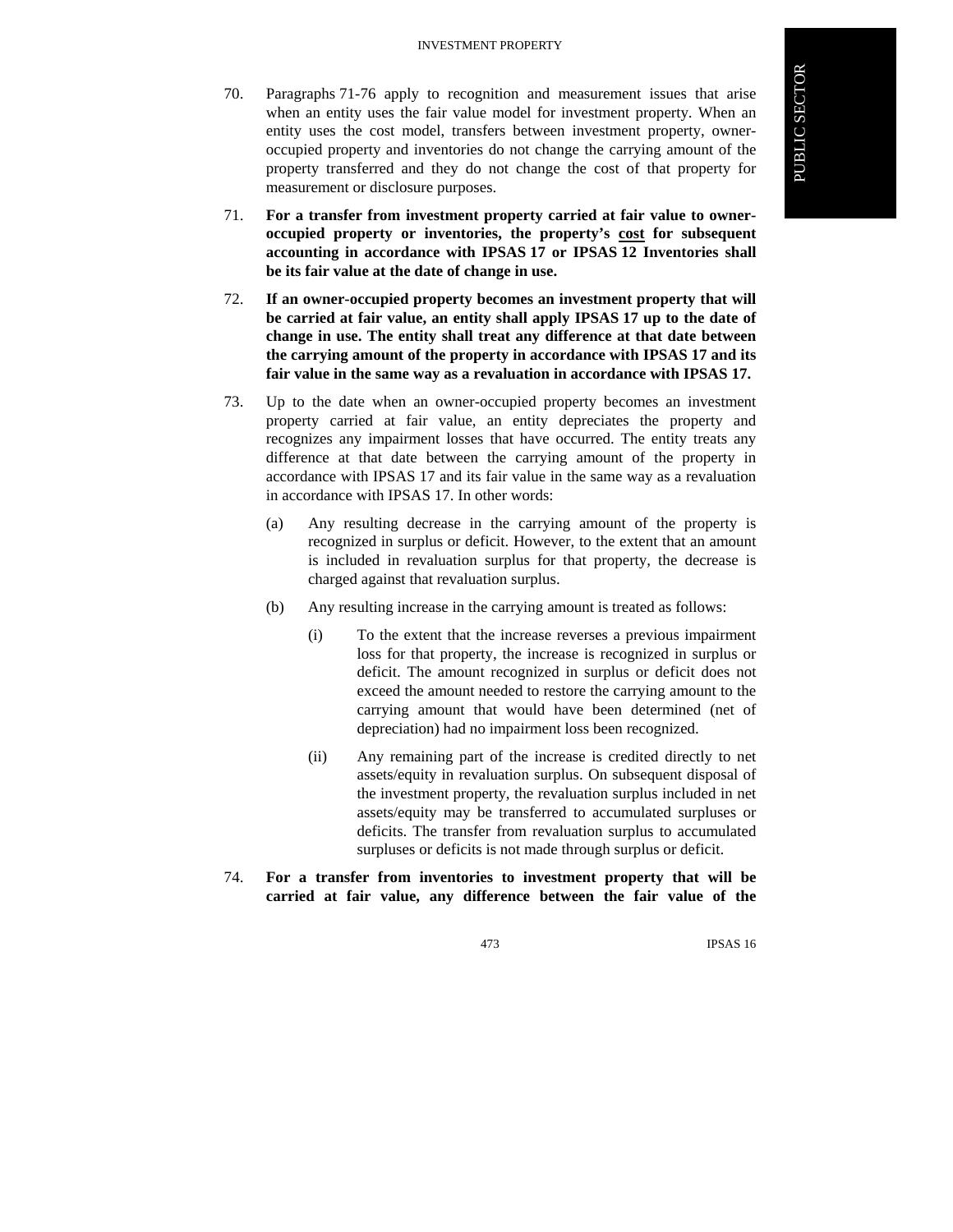70. Paragraphs 71-76 apply to recognition and measurement issues that arise when an entity uses the fair value model for investment property. When an entity uses the cost model, transfers between investment property, owner-occupied property and inventories do not change the carrying amount of the property transferred and they do not change the cost of that property for measurement or disclosure purposes.

71. **For a transfer from investment property carried at fair value to owner-occupied property or inventories, the property's cost for subsequent accounting in accordance with IPSAS 17 or IPSAS 12 Inventories shall be its fair value at the date of change in use.**

72. **If an owner-occupied property becomes an investment property that will be carried at fair value, an entity shall apply IPSAS 17 up to the date of change in use. The entity shall treat any difference at that date between the carrying amount of the property in accordance with IPSAS 17 and its fair value in the same way as a revaluation in accordance with IPSAS 17.**

73. Up to the date when an owner-occupied property becomes an investment property carried at fair value, an entity depreciates the property and recognizes any impairment losses that have occurred. The entity treats any difference at that date between the carrying amount of the property in accordance with IPSAS 17 and its fair value in the same way as a revaluation in accordance with IPSAS 17. In other words:

    (a) Any resulting decrease in the carrying amount of the property is recognized in surplus or deficit. However, to the extent that an amount is included in revaluation surplus for that property, the decrease is charged against that revaluation surplus.

    (b) Any resulting increase in the carrying amount is treated as follows:

        (i) To the extent that the increase reverses a previous impairment loss for that property, the increase is recognized in surplus or deficit. The amount recognized in surplus or deficit does not exceed the amount needed to restore the carrying amount to the carrying amount that would have been determined (net of depreciation) had no impairment loss been recognized.

        (ii) Any remaining part of the increase is credited directly to net assets/equity in revaluation surplus. On subsequent disposal of the investment property, the revaluation surplus included in net assets/equity may be transferred to accumulated surpluses or deficits. The transfer from revaluation surplus to accumulated surpluses or deficits is not made through surplus or deficit.

74. **For a transfer from inventories to investment property that will be carried at fair value, any difference between the fair value of the**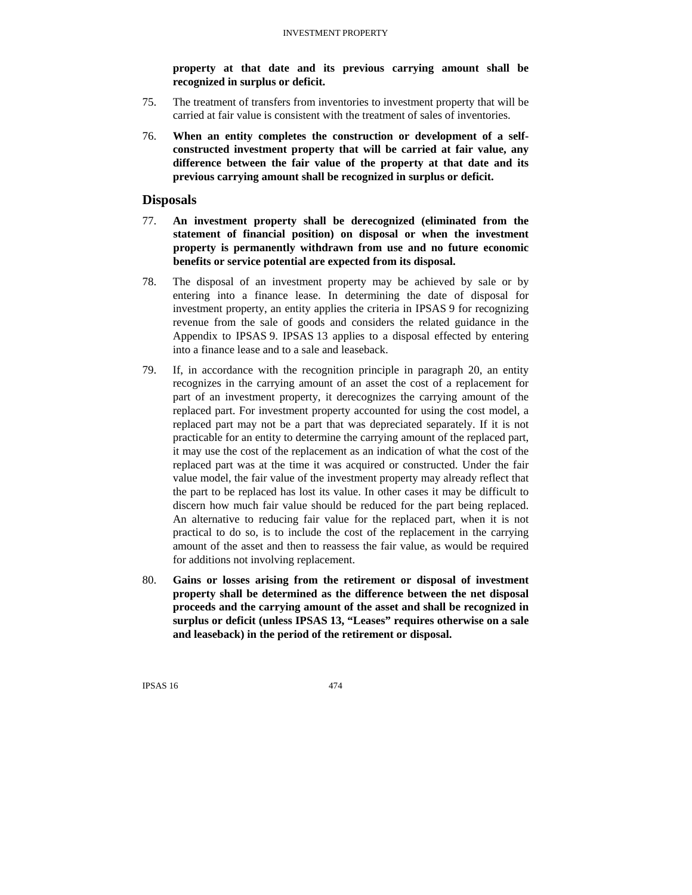**property at that date and its previous carrying amount shall be recognized in surplus or deficit.**

75. The treatment of transfers from inventories to investment property that will be carried at fair value is consistent with the treatment of sales of inventories.

76. **When an entity completes the construction or development of a self-constructed investment property that will be carried at fair value, any difference between the fair value of the property at that date and its previous carrying amount shall be recognized in surplus or deficit.**

## Disposals

77. **An investment property shall be derecognized (eliminated from the statement of financial position) on disposal or when the investment property is permanently withdrawn from use and no future economic benefits or service potential are expected from its disposal.**

78. The disposal of an investment property may be achieved by sale or by entering into a finance lease. In determining the date of disposal for investment property, an entity applies the criteria in IPSAS 9 for recognizing revenue from the sale of goods and considers the related guidance in the Appendix to IPSAS 9. IPSAS 13 applies to a disposal effected by entering into a finance lease and to a sale and leaseback.

79. If, in accordance with the recognition principle in paragraph 20, an entity recognizes in the carrying amount of an asset the cost of a replacement for part of an investment property, it derecognizes the carrying amount of the replaced part. For investment property accounted for using the cost model, a replaced part may not be a part that was depreciated separately. If it is not practicable for an entity to determine the carrying amount of the replaced part, it may use the cost of the replacement as an indication of what the cost of the replaced part was at the time it was acquired or constructed. Under the fair value model, the fair value of the investment property may already reflect that the part to be replaced has lost its value. In other cases it may be difficult to discern how much fair value should be reduced for the part being replaced. An alternative to reducing fair value for the replaced part, when it is not practical to do so, is to include the cost of the replacement in the carrying amount of the asset and then to reassess the fair value, as would be required for additions not involving replacement.

80. **Gains or losses arising from the retirement or disposal of investment property shall be determined as the difference between the net disposal proceeds and the carrying amount of the asset and shall be recognized in surplus or deficit (unless IPSAS 13, "Leases" requires otherwise on a sale and leaseback) in the period of the retirement or disposal.**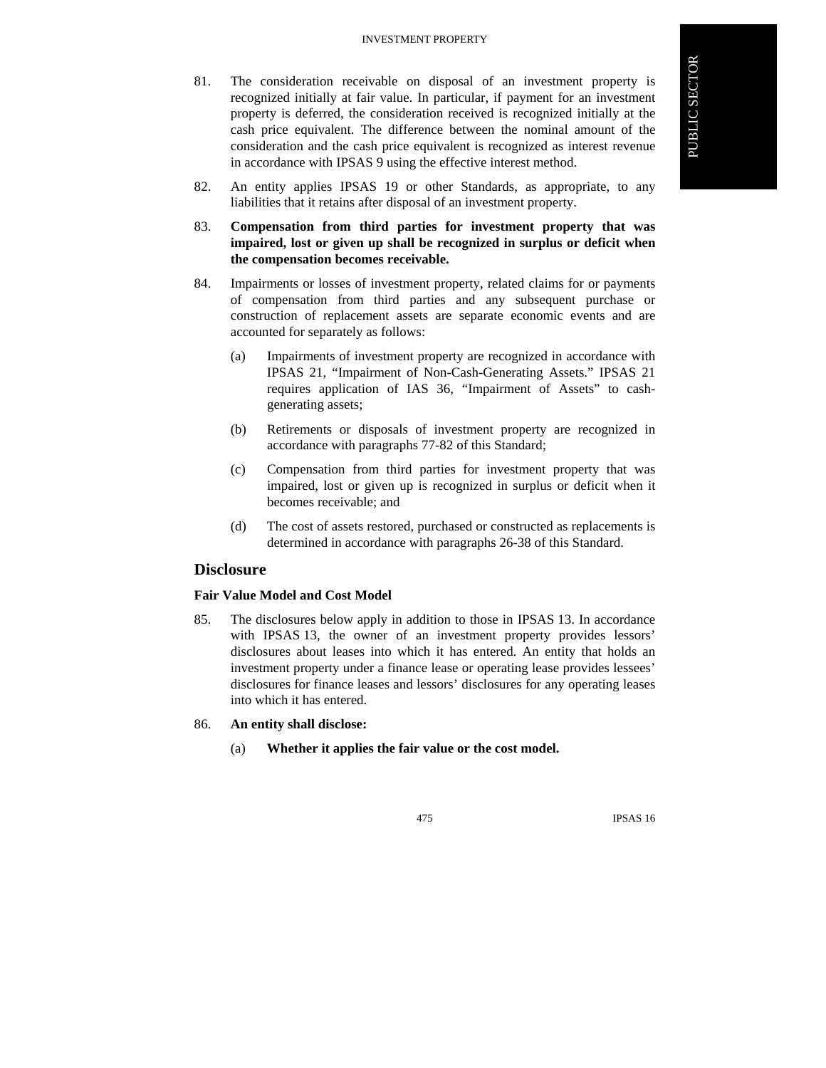81. The consideration receivable on disposal of an investment property is recognized initially at fair value. In particular, if payment for an investment property is deferred, the consideration received is recognized initially at the cash price equivalent. The difference between the nominal amount of the consideration and the cash price equivalent is recognized as interest revenue in accordance with IPSAS 9 using the effective interest method.

82. An entity applies IPSAS 19 or other Standards, as appropriate, to any liabilities that it retains after disposal of an investment property.

83. **Compensation from third parties for investment property that was impaired, lost or given up shall be recognized in surplus or deficit when the compensation becomes receivable.**

84. Impairments or losses of investment property, related claims for or payments of compensation from third parties and any subsequent purchase or construction of replacement assets are separate economic events and are accounted for separately as follows:

    (a) Impairments of investment property are recognized in accordance with IPSAS 21, "Impairment of Non-Cash-Generating Assets." IPSAS 21 requires application of IAS 36, "Impairment of Assets" to cash-generating assets;

    (b) Retirements or disposals of investment property are recognized in accordance with paragraphs 77-82 of this Standard;

    (c) Compensation from third parties for investment property that was impaired, lost or given up is recognized in surplus or deficit when it becomes receivable; and

    (d) The cost of assets restored, purchased or constructed as replacements is determined in accordance with paragraphs 26-38 of this Standard.

## Disclosure

### Fair Value Model and Cost Model

85. The disclosures below apply in addition to those in IPSAS 13. In accordance with IPSAS 13, the owner of an investment property provides lessors' disclosures about leases into which it has entered. An entity that holds an investment property under a finance lease or operating lease provides lessees' disclosures for finance leases and lessors' disclosures for any operating leases into which it has entered.

86. **An entity shall disclose:**

    (a) **Whether it applies the fair value or the cost model.**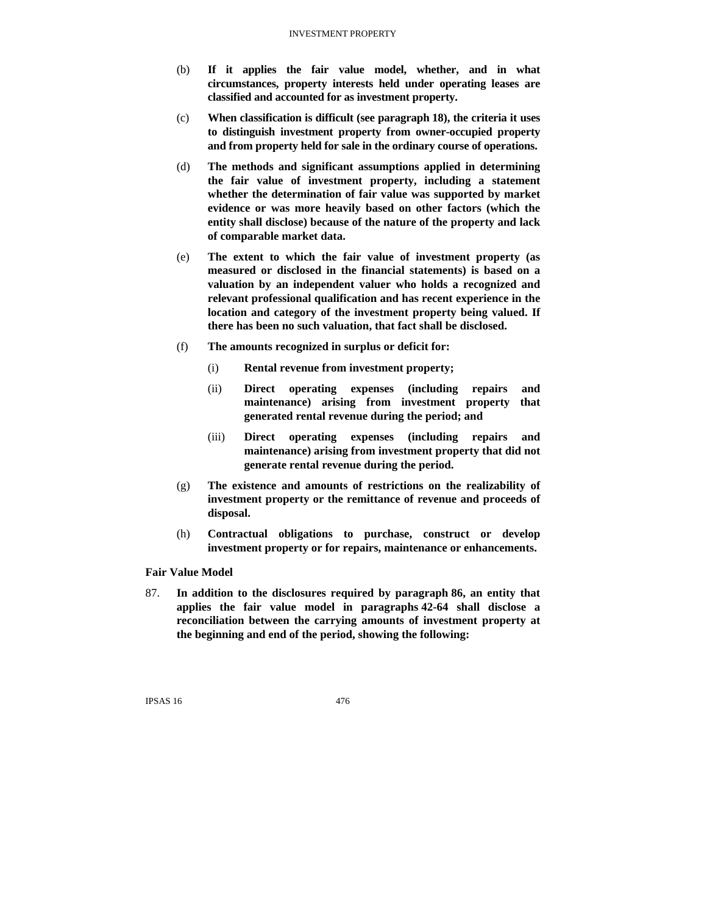(b) **If it applies the fair value model, whether, and in what circumstances, property interests held under operating leases are classified and accounted for as investment property.**

(c) **When classification is difficult (see paragraph 18), the criteria it uses to distinguish investment property from owner-occupied property and from property held for sale in the ordinary course of operations.**

(d) **The methods and significant assumptions applied in determining the fair value of investment property, including a statement whether the determination of fair value was supported by market evidence or was more heavily based on other factors (which the entity shall disclose) because of the nature of the property and lack of comparable market data.**

(e) **The extent to which the fair value of investment property (as measured or disclosed in the financial statements) is based on a valuation by an independent valuer who holds a recognized and relevant professional qualification and has recent experience in the location and category of the investment property being valued. If there has been no such valuation, that fact shall be disclosed.**

(f) **The amounts recognized in surplus or deficit for:**

   (i) **Rental revenue from investment property;**

   (ii) **Direct operating expenses (including repairs and maintenance) arising from investment property that generated rental revenue during the period; and**

   (iii) **Direct operating expenses (including repairs and maintenance) arising from investment property that did not generate rental revenue during the period.**

(g) **The existence and amounts of restrictions on the realizability of investment property or the remittance of revenue and proceeds of disposal.**

(h) **Contractual obligations to purchase, construct or develop investment property or for repairs, maintenance or enhancements.**

**Fair Value Model**

87. **In addition to the disclosures required by paragraph 86, an entity that applies the fair value model in paragraphs 42-64 shall disclose a reconciliation between the carrying amounts of investment property at the beginning and end of the period, showing the following:**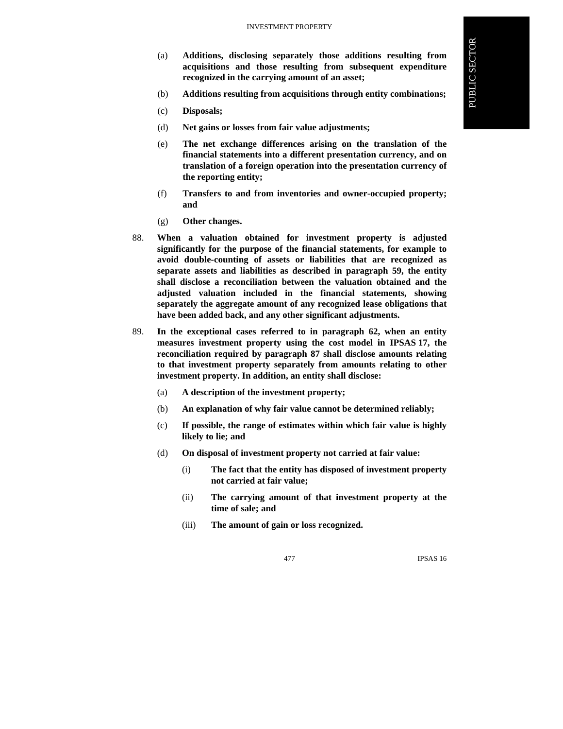(a) **Additions, disclosing separately those additions resulting from acquisitions and those resulting from subsequent expenditure recognized in the carrying amount of an asset;**

(b) **Additions resulting from acquisitions through entity combinations;**

(c) **Disposals;**

(d) **Net gains or losses from fair value adjustments;**

(e) **The net exchange differences arising on the translation of the financial statements into a different presentation currency, and on translation of a foreign operation into the presentation currency of the reporting entity;**

(f) **Transfers to and from inventories and owner-occupied property; and**

(g) **Other changes.**

88. **When a valuation obtained for investment property is adjusted significantly for the purpose of the financial statements, for example to avoid double-counting of assets or liabilities that are recognized as separate assets and liabilities as described in paragraph 59, the entity shall disclose a reconciliation between the valuation obtained and the adjusted valuation included in the financial statements, showing separately the aggregate amount of any recognized lease obligations that have been added back, and any other significant adjustments.**

89. **In the exceptional cases referred to in paragraph 62, when an entity measures investment property using the cost model in IPSAS 17, the reconciliation required by paragraph 87 shall disclose amounts relating to that investment property separately from amounts relating to other investment property. In addition, an entity shall disclose:**

(a) **A description of the investment property;**

(b) **An explanation of why fair value cannot be determined reliably;**

(c) **If possible, the range of estimates within which fair value is highly likely to lie; and**

(d) **On disposal of investment property not carried at fair value:**

(i) **The fact that the entity has disposed of investment property not carried at fair value;**

(ii) **The carrying amount of that investment property at the time of sale; and**

(iii) **The amount of gain or loss recognized.**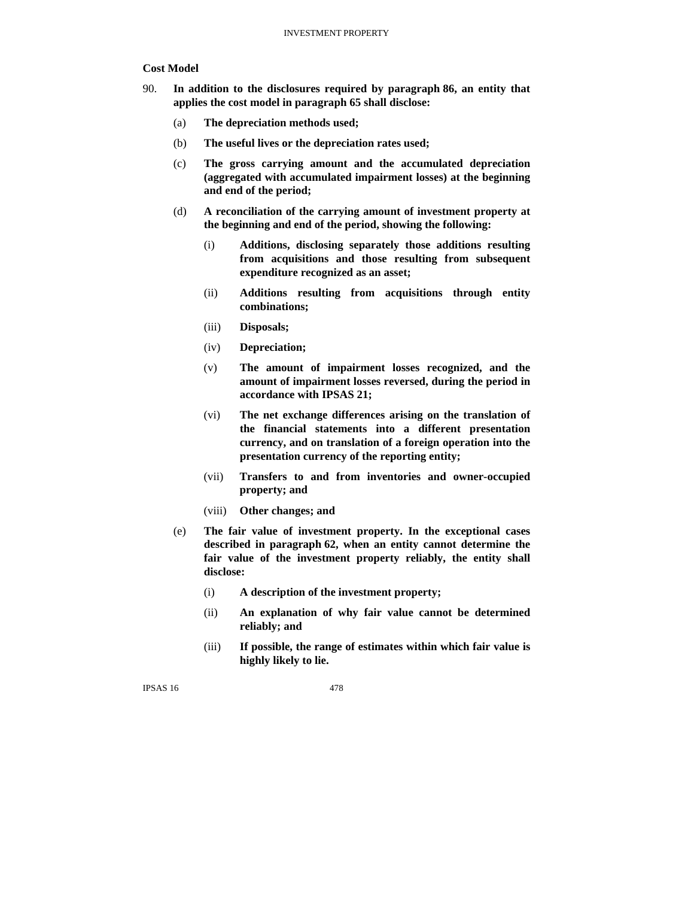### Cost Model

90. **In addition to the disclosures required by paragraph 86, an entity that applies the cost model in paragraph 65 shall disclose:**

    (a) **The depreciation methods used;**

    (b) **The useful lives or the depreciation rates used;**

    (c) **The gross carrying amount and the accumulated depreciation (aggregated with accumulated impairment losses) at the beginning and end of the period;**

    (d) **A reconciliation of the carrying amount of investment property at the beginning and end of the period, showing the following:**

        (i) **Additions, disclosing separately those additions resulting from acquisitions and those resulting from subsequent expenditure recognized as an asset;**

        (ii) **Additions resulting from acquisitions through entity combinations;**

        (iii) **Disposals;**

        (iv) **Depreciation;**

        (v) **The amount of impairment losses recognized, and the amount of impairment losses reversed, during the period in accordance with IPSAS 21;**

        (vi) **The net exchange differences arising on the translation of the financial statements into a different presentation currency, and on translation of a foreign operation into the presentation currency of the reporting entity;**

        (vii) **Transfers to and from inventories and owner-occupied property; and**

        (viii) **Other changes; and**

    (e) **The fair value of investment property. In the exceptional cases described in paragraph 62, when an entity cannot determine the fair value of the investment property reliably, the entity shall disclose:**

        (i) **A description of the investment property;**

        (ii) **An explanation of why fair value cannot be determined reliably; and**

        (iii) **If possible, the range of estimates within which fair value is highly likely to lie.**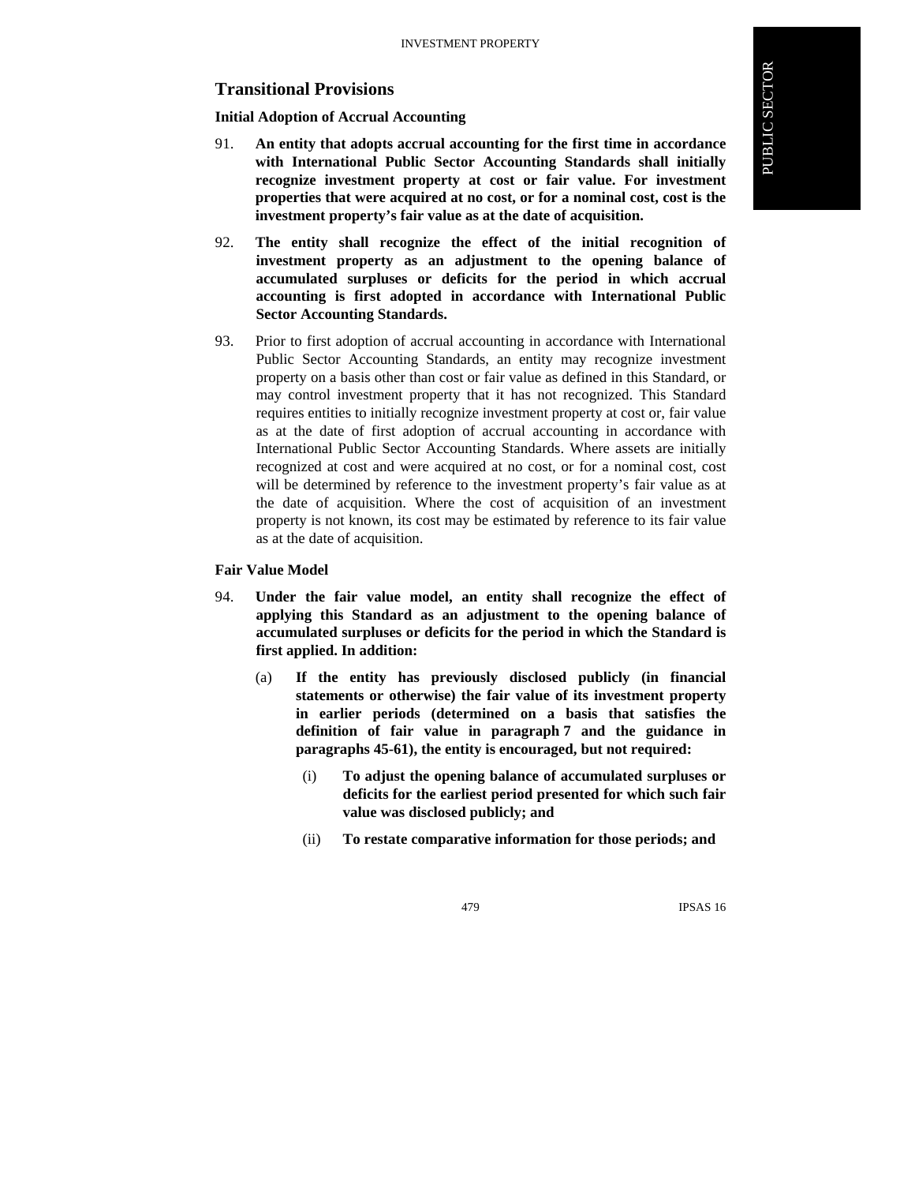## Transitional Provisions

### Initial Adoption of Accrual Accounting

91. **An entity that adopts accrual accounting for the first time in accordance with International Public Sector Accounting Standards shall initially recognize investment property at cost or fair value. For investment properties that were acquired at no cost, or for a nominal cost, cost is the investment property's fair value as at the date of acquisition.**

92. **The entity shall recognize the effect of the initial recognition of investment property as an adjustment to the opening balance of accumulated surpluses or deficits for the period in which accrual accounting is first adopted in accordance with International Public Sector Accounting Standards.**

93. Prior to first adoption of accrual accounting in accordance with International Public Sector Accounting Standards, an entity may recognize investment property on a basis other than cost or fair value as defined in this Standard, or may control investment property that it has not recognized. This Standard requires entities to initially recognize investment property at cost or, fair value as at the date of first adoption of accrual accounting in accordance with International Public Sector Accounting Standards. Where assets are initially recognized at cost and were acquired at no cost, or for a nominal cost, cost will be determined by reference to the investment property's fair value as at the date of acquisition. Where the cost of acquisition of an investment property is not known, its cost may be estimated by reference to its fair value as at the date of acquisition.

### Fair Value Model

94. **Under the fair value model, an entity shall recognize the effect of applying this Standard as an adjustment to the opening balance of accumulated surpluses or deficits for the period in which the Standard is first applied. In addition:**

    (a) **If the entity has previously disclosed publicly (in financial statements or otherwise) the fair value of its investment property in earlier periods (determined on a basis that satisfies the definition of fair value in paragraph 7 and the guidance in paragraphs 45-61), the entity is encouraged, but not required:**

    (i) **To adjust the opening balance of accumulated surpluses or deficits for the earliest period presented for which such fair value was disclosed publicly; and**

    (ii) **To restate comparative information for those periods; and**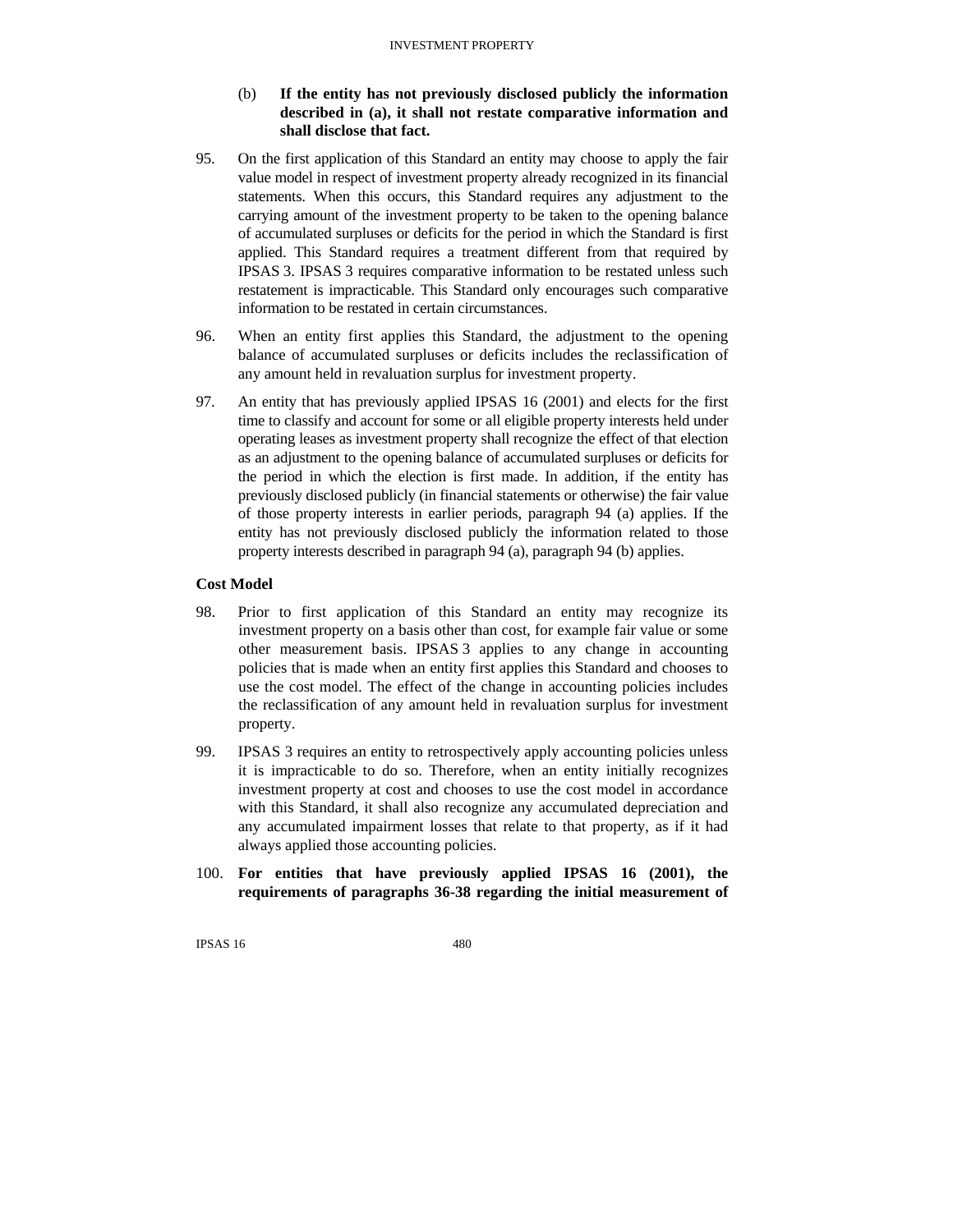(b) **If the entity has not previously disclosed publicly the information described in (a), it shall not restate comparative information and shall disclose that fact.**

95. On the first application of this Standard an entity may choose to apply the fair value model in respect of investment property already recognized in its financial statements. When this occurs, this Standard requires any adjustment to the carrying amount of the investment property to be taken to the opening balance of accumulated surpluses or deficits for the period in which the Standard is first applied. This Standard requires a treatment different from that required by IPSAS 3. IPSAS 3 requires comparative information to be restated unless such restatement is impracticable. This Standard only encourages such comparative information to be restated in certain circumstances.

96. When an entity first applies this Standard, the adjustment to the opening balance of accumulated surpluses or deficits includes the reclassification of any amount held in revaluation surplus for investment property.

97. An entity that has previously applied IPSAS 16 (2001) and elects for the first time to classify and account for some or all eligible property interests held under operating leases as investment property shall recognize the effect of that election as an adjustment to the opening balance of accumulated surpluses or deficits for the period in which the election is first made. In addition, if the entity has previously disclosed publicly (in financial statements or otherwise) the fair value of those property interests in earlier periods, paragraph 94 (a) applies. If the entity has not previously disclosed publicly the information related to those property interests described in paragraph 94 (a), paragraph 94 (b) applies.

### Cost Model

98. Prior to first application of this Standard an entity may recognize its investment property on a basis other than cost, for example fair value or some other measurement basis. IPSAS 3 applies to any change in accounting policies that is made when an entity first applies this Standard and chooses to use the cost model. The effect of the change in accounting policies includes the reclassification of any amount held in revaluation surplus for investment property.

99. IPSAS 3 requires an entity to retrospectively apply accounting policies unless it is impracticable to do so. Therefore, when an entity initially recognizes investment property at cost and chooses to use the cost model in accordance with this Standard, it shall also recognize any accumulated depreciation and any accumulated impairment losses that relate to that property, as if it had always applied those accounting policies.

100. **For entities that have previously applied IPSAS 16 (2001), the requirements of paragraphs 36-38 regarding the initial measurement of**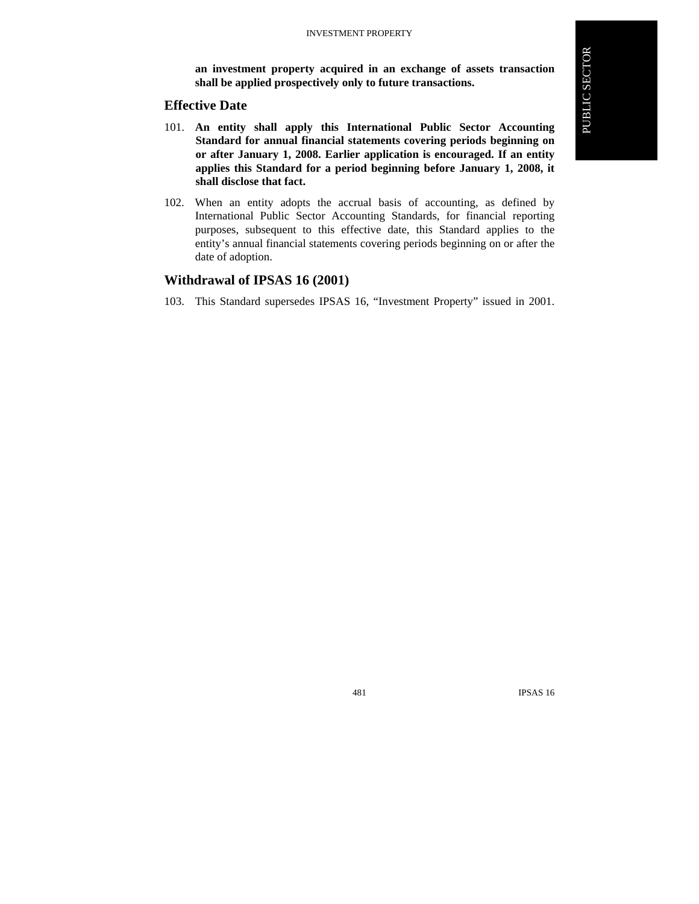**an investment property acquired in an exchange of assets transaction shall be applied prospectively only to future transactions.**

## Effective Date

101. **An entity shall apply this International Public Sector Accounting Standard for annual financial statements covering periods beginning on or after January 1, 2008. Earlier application is encouraged. If an entity applies this Standard for a period beginning before January 1, 2008, it shall disclose that fact.**

102. When an entity adopts the accrual basis of accounting, as defined by International Public Sector Accounting Standards, for financial reporting purposes, subsequent to this effective date, this Standard applies to the entity's annual financial statements covering periods beginning on or after the date of adoption.

## Withdrawal of IPSAS 16 (2001)

103. This Standard supersedes IPSAS 16, "Investment Property" issued in 2001.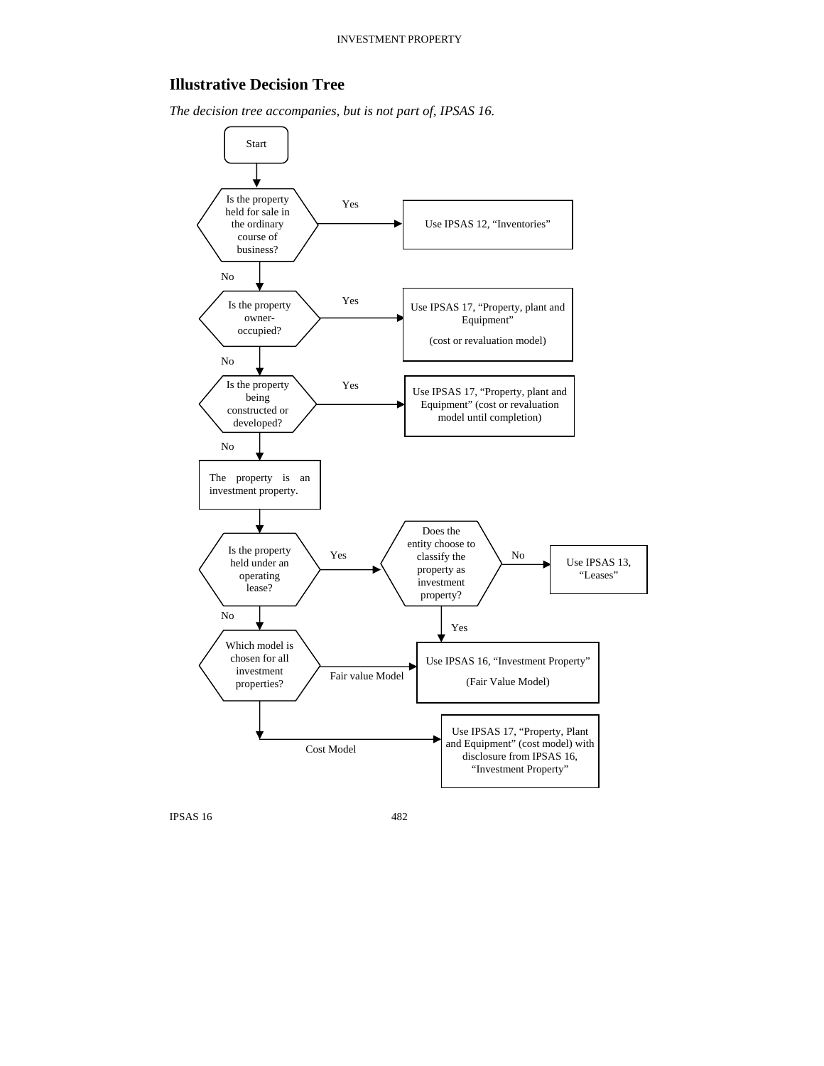## Illustrative Decision Tree

*The decision tree accompanies, but is not part of, IPSAS 16.*

Start

**Is the property held for sale in the ordinary course of business?**

- Yes → Use IPSAS 12, "Inventories"
- No ↓

**Is the property owner-occupied?**

- Yes → Use IPSAS 17, "Property, plant and Equipment" (cost or revaluation model)
- No ↓

**Is the property being constructed or developed?**

- Yes → Use IPSAS 17, "Property, plant and Equipment" (cost or revaluation model until completion)
- No ↓

The property is an investment property.

↓

**Is the property held under an operating lease?**

- Yes → **Does the entity choose to classify the property as investment property?**
  - No → Use IPSAS 13, "Leases"
  - Yes → Use IPSAS 16, "Investment Property" (Fair Value Model)
- No ↓

**Which model is chosen for all investment properties?**

- Fair value Model → Use IPSAS 16, "Investment Property" (Fair Value Model)
- Cost Model → Use IPSAS 17, "Property, Plant and Equipment" (cost model) with disclosure from IPSAS 16, "Investment Property"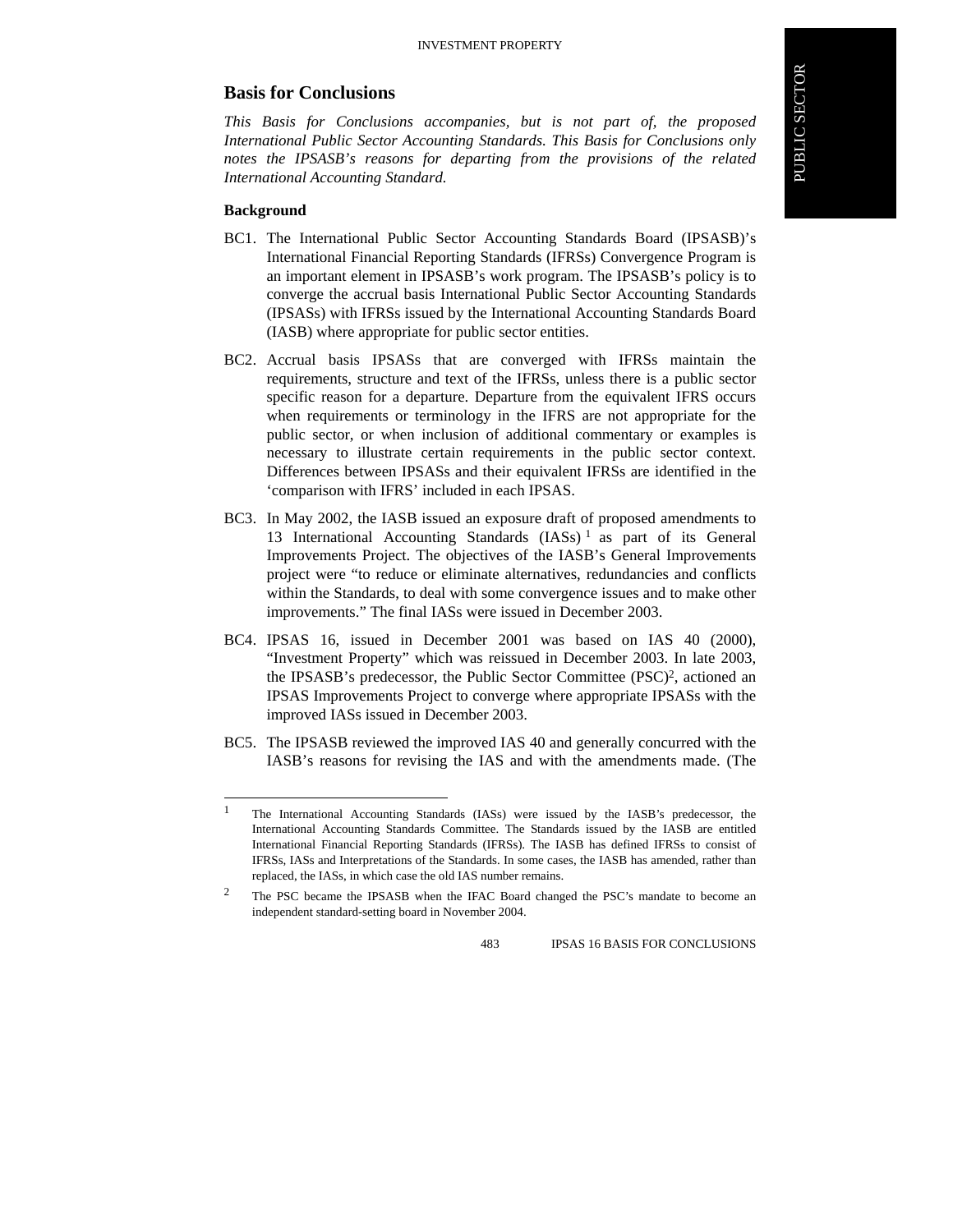## Basis for Conclusions

*This Basis for Conclusions accompanies, but is not part of, the proposed International Public Sector Accounting Standards. This Basis for Conclusions only notes the IPSASB's reasons for departing from the provisions of the related International Accounting Standard.*

### Background

BC1. The International Public Sector Accounting Standards Board (IPSASB)'s International Financial Reporting Standards (IFRSs) Convergence Program is an important element in IPSASB's work program. The IPSASB's policy is to converge the accrual basis International Public Sector Accounting Standards (IPSASs) with IFRSs issued by the International Accounting Standards Board (IASB) where appropriate for public sector entities.

BC2. Accrual basis IPSASs that are converged with IFRSs maintain the requirements, structure and text of the IFRSs, unless there is a public sector specific reason for a departure. Departure from the equivalent IFRS occurs when requirements or terminology in the IFRS are not appropriate for the public sector, or when inclusion of additional commentary or examples is necessary to illustrate certain requirements in the public sector context. Differences between IPSASs and their equivalent IFRSs are identified in the 'comparison with IFRS' included in each IPSAS.

BC3. In May 2002, the IASB issued an exposure draft of proposed amendments to 13 International Accounting Standards (IASs) [1] as part of its General Improvements Project. The objectives of the IASB's General Improvements project were "to reduce or eliminate alternatives, redundancies and conflicts within the Standards, to deal with some convergence issues and to make other improvements." The final IASs were issued in December 2003.

BC4. IPSAS 16, issued in December 2001 was based on IAS 40 (2000), "Investment Property" which was reissued in December 2003. In late 2003, the IPSASB's predecessor, the Public Sector Committee (PSC)[2], actioned an IPSAS Improvements Project to converge where appropriate IPSASs with the improved IASs issued in December 2003.

BC5. The IPSASB reviewed the improved IAS 40 and generally concurred with the IASB's reasons for revising the IAS and with the amendments made. (The

---

[1] The International Accounting Standards (IASs) were issued by the IASB's predecessor, the International Accounting Standards Committee. The Standards issued by the IASB are entitled International Financial Reporting Standards (IFRSs). The IASB has defined IFRSs to consist of IFRSs, IASs and Interpretations of the Standards. In some cases, the IASB has amended, rather than replaced, the IASs, in which case the old IAS number remains.

[2] The PSC became the IPSASB when the IFAC Board changed the PSC's mandate to become an independent standard-setting board in November 2004.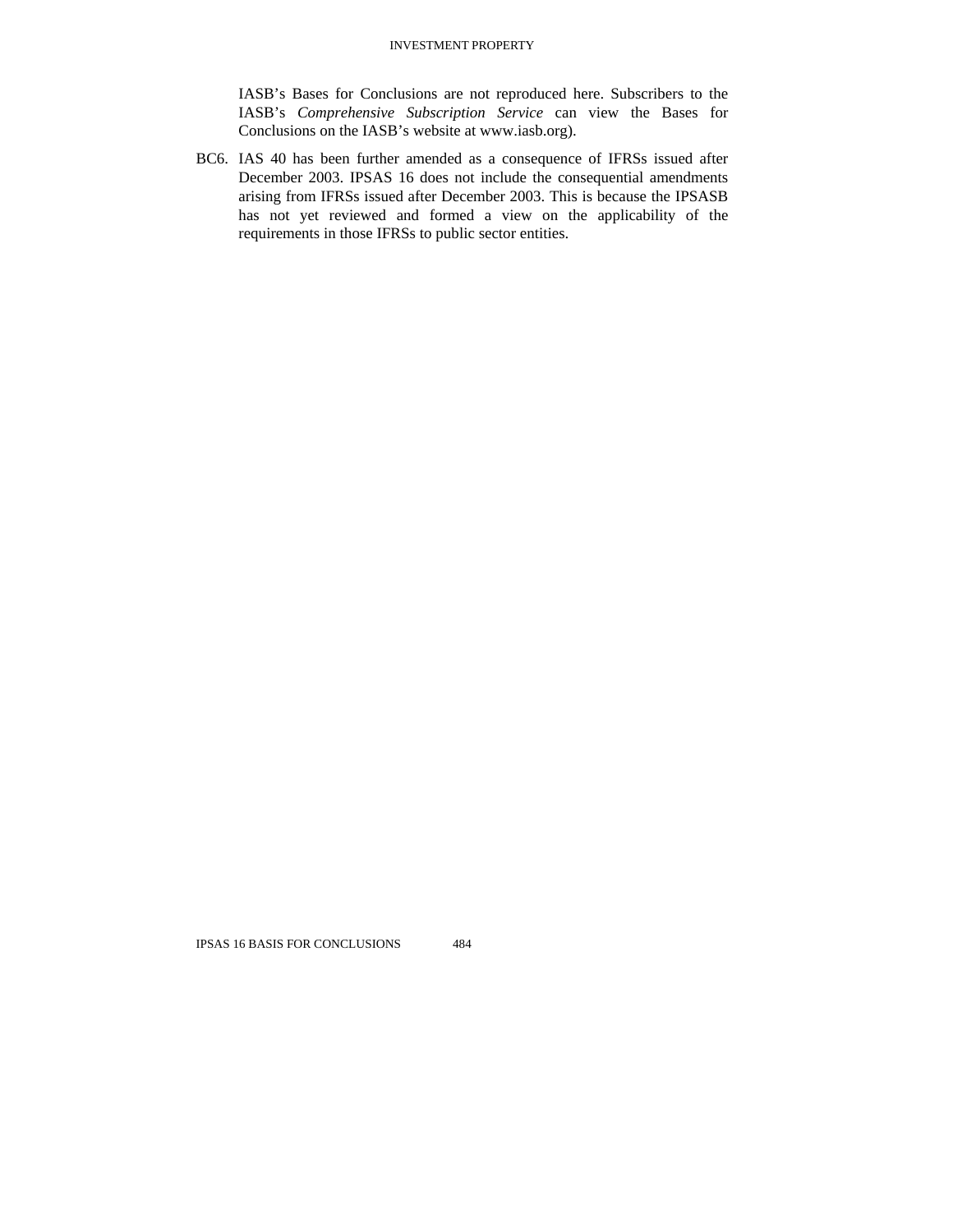IASB's Bases for Conclusions are not reproduced here. Subscribers to the IASB's *Comprehensive Subscription Service* can view the Bases for Conclusions on the IASB's website at www.iasb.org).

BC6. IAS 40 has been further amended as a consequence of IFRSs issued after December 2003. IPSAS 16 does not include the consequential amendments arising from IFRSs issued after December 2003. This is because the IPSASB has not yet reviewed and formed a view on the applicability of the requirements in those IFRSs to public sector entities.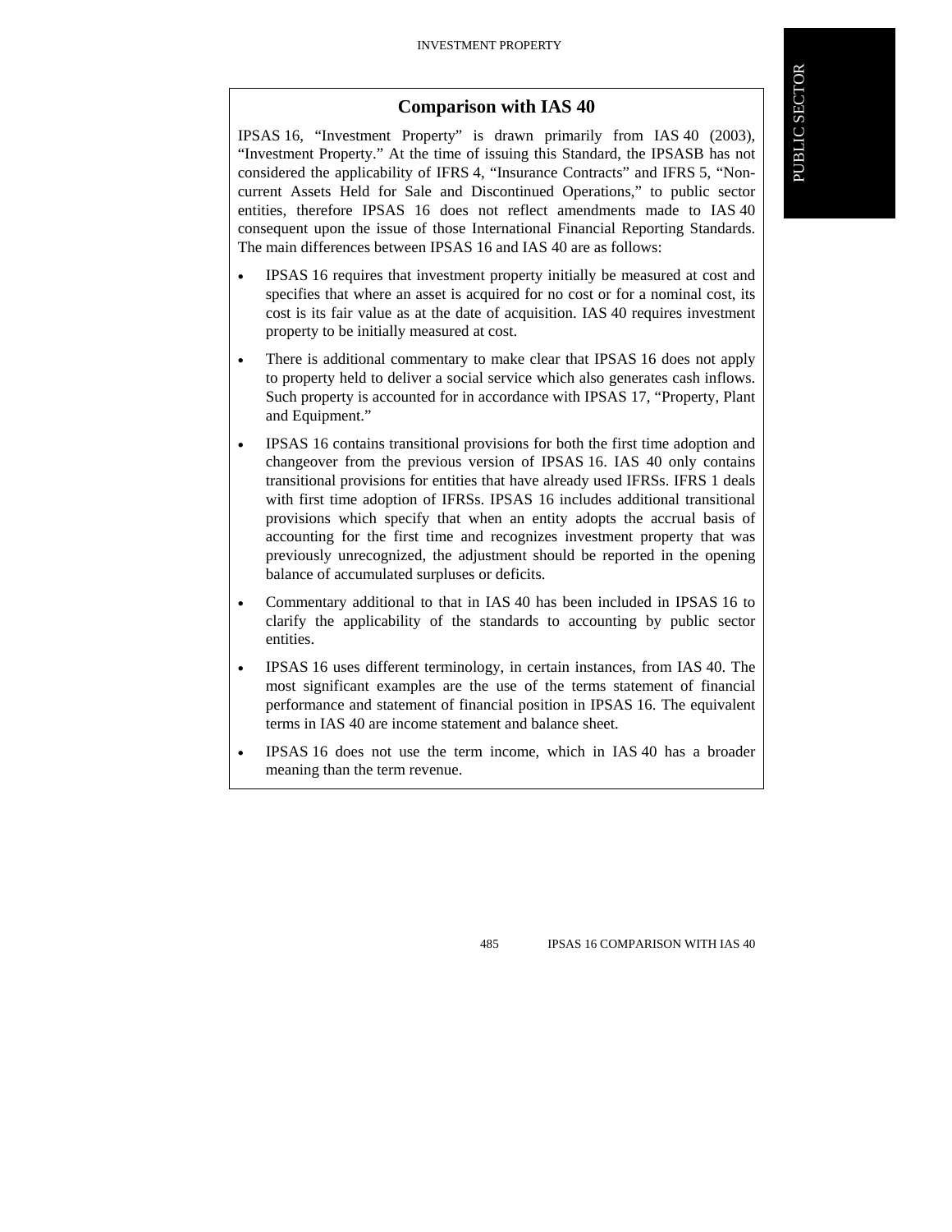## Comparison with IAS 40

IPSAS 16, "Investment Property" is drawn primarily from IAS 40 (2003), "Investment Property." At the time of issuing this Standard, the IPSASB has not considered the applicability of IFRS 4, "Insurance Contracts" and IFRS 5, "Non-current Assets Held for Sale and Discontinued Operations," to public sector entities, therefore IPSAS 16 does not reflect amendments made to IAS 40 consequent upon the issue of those International Financial Reporting Standards. The main differences between IPSAS 16 and IAS 40 are as follows:

- IPSAS 16 requires that investment property initially be measured at cost and specifies that where an asset is acquired for no cost or for a nominal cost, its cost is its fair value as at the date of acquisition. IAS 40 requires investment property to be initially measured at cost.
- There is additional commentary to make clear that IPSAS 16 does not apply to property held to deliver a social service which also generates cash inflows. Such property is accounted for in accordance with IPSAS 17, "Property, Plant and Equipment."
- IPSAS 16 contains transitional provisions for both the first time adoption and changeover from the previous version of IPSAS 16. IAS 40 only contains transitional provisions for entities that have already used IFRSs. IFRS 1 deals with first time adoption of IFRSs. IPSAS 16 includes additional transitional provisions which specify that when an entity adopts the accrual basis of accounting for the first time and recognizes investment property that was previously unrecognized, the adjustment should be reported in the opening balance of accumulated surpluses or deficits.
- Commentary additional to that in IAS 40 has been included in IPSAS 16 to clarify the applicability of the standards to accounting by public sector entities.
- IPSAS 16 uses different terminology, in certain instances, from IAS 40. The most significant examples are the use of the terms statement of financial performance and statement of financial position in IPSAS 16. The equivalent terms in IAS 40 are income statement and balance sheet.
- IPSAS 16 does not use the term income, which in IAS 40 has a broader meaning than the term revenue.